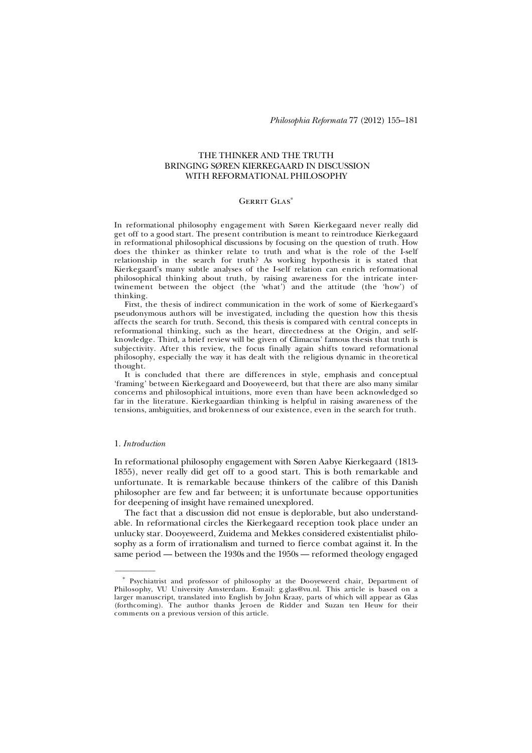# THE THINKER AND THE TRUTH
# BRINGING SØREN KIERKEGAARD IN DISCUSSION WITH REFORMATIONAL PHILOSOPHY

GERRIT GLAS*

In reformational philosophy engagement with Søren Kierkegaard never really did get off to a good start. The present contribution is meant to reintroduce Kierkegaard in reformational philosophical discussions by focusing on the question of truth. How does the thinker as thinker relate to truth and what is the role of the I-self relationship in the search for truth? As working hypothesis it is stated that Kierkegaard's many subtle analyses of the I-self relation can enrich reformational philosophical thinking about truth, by raising awareness for the intricate inter-twinement between the object (the 'what') and the attitude (the 'how') of thinking.

First, the thesis of indirect communication in the work of some of Kierkegaard's pseudonymous authors will be investigated, including the question how this thesis affects the search for truth. Second, this thesis is compared with central concepts in reformational thinking, such as the heart, directedness at the Origin, and self-knowledge. Third, a brief review will be given of Climacus' famous thesis that truth is subjectivity. After this review, the focus finally again shifts toward reformational philosophy, especially the way it has dealt with the religious dynamic in theoretical thought.

It is concluded that there are differences in style, emphasis and conceptual 'framing' between Kierkegaard and Dooyeweerd, but that there are also many similar concerns and philosophical intuitions, more even than have been acknowledged so far in the literature. Kierkegaardian thinking is helpful in raising awareness of the tensions, ambiguities, and brokenness of our existence, even in the search for truth.

## 1. *Introduction*

In reformational philosophy engagement with Søren Aabye Kierkegaard (1813-1855), never really did get off to a good start. This is both remarkable and unfortunate. It is remarkable because thinkers of the calibre of this Danish philosopher are few and far between; it is unfortunate because opportunities for deepening of insight have remained unexplored.

The fact that a discussion did not ensue is deplorable, but also understandable. In reformational circles the Kierkegaard reception took place under an unlucky star. Dooyeweerd, Zuidema and Mekkes considered existentialist philosophy as a form of irrationalism and turned to fierce combat against it. In the same period — between the 1930s and the 1950s — reformed theology engaged

---

* Psychiatrist and professor of philosophy at the Dooyeweerd chair, Department of Philosophy, VU University Amsterdam. E-mail: g.glas@vu.nl. This article is based on a larger manuscript, translated into English by John Kraay, parts of which will appear as Glas (forthcoming). The author thanks Jeroen de Ridder and Suzan ten Heuw for their comments on a previous version of this article.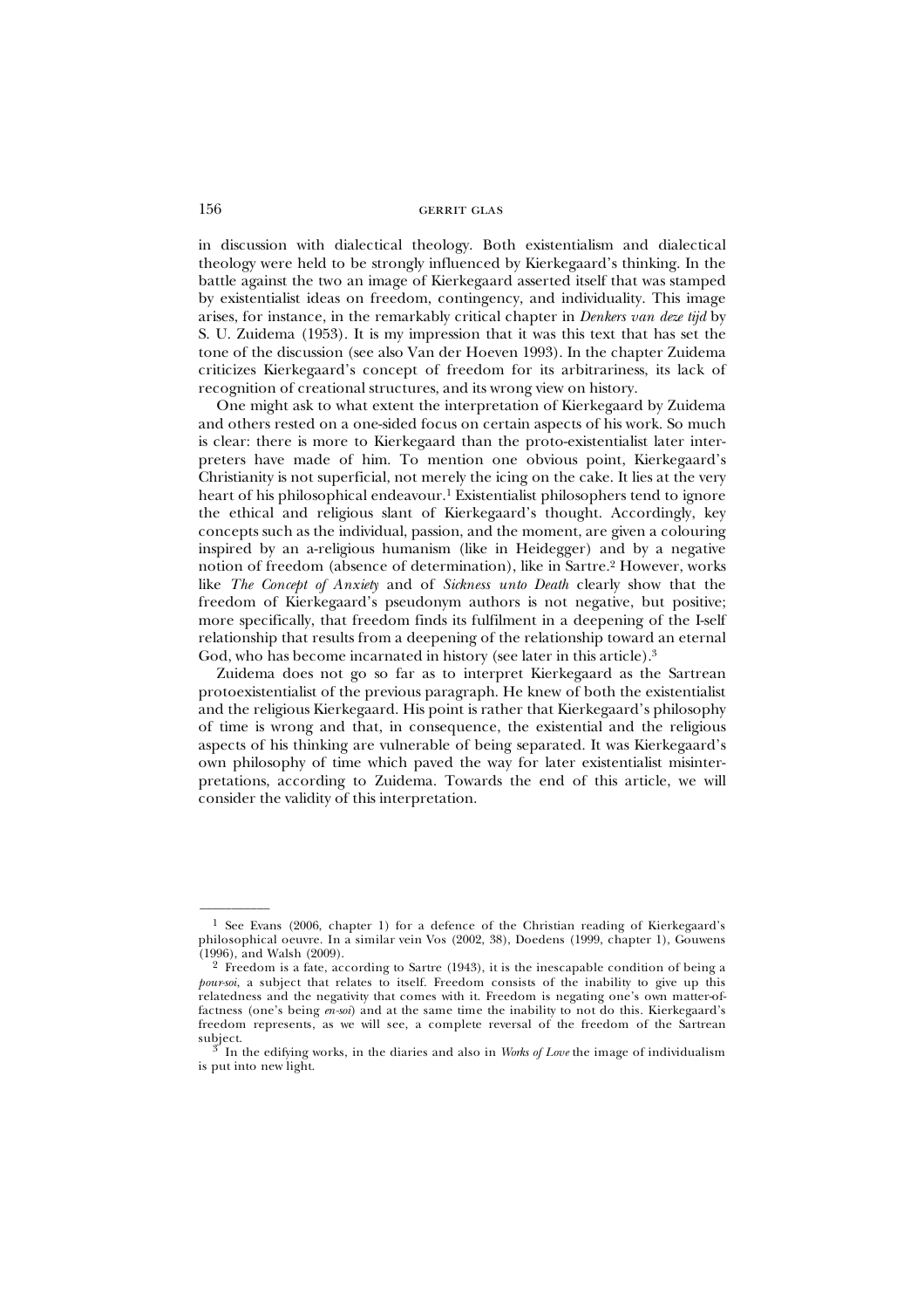in discussion with dialectical theology. Both existentialism and dialectical theology were held to be strongly influenced by Kierkegaard's thinking. In the battle against the two an image of Kierkegaard asserted itself that was stamped by existentialist ideas on freedom, contingency, and individuality. This image arises, for instance, in the remarkably critical chapter in *Denkers van deze tijd* by S. U. Zuidema (1953). It is my impression that it was this text that has set the tone of the discussion (see also Van der Hoeven 1993). In the chapter Zuidema criticizes Kierkegaard's concept of freedom for its arbitrariness, its lack of recognition of creational structures, and its wrong view on history.

One might ask to what extent the interpretation of Kierkegaard by Zuidema and others rested on a one-sided focus on certain aspects of his work. So much is clear: there is more to Kierkegaard than the proto-existentialist later interpreters have made of him. To mention one obvious point, Kierkegaard's Christianity is not superficial, not merely the icing on the cake. It lies at the very heart of his philosophical endeavour.[1] Existentialist philosophers tend to ignore the ethical and religious slant of Kierkegaard's thought. Accordingly, key concepts such as the individual, passion, and the moment, are given a colouring inspired by an a-religious humanism (like in Heidegger) and by a negative notion of freedom (absence of determination), like in Sartre.[2] However, works like *The Concept of Anxiety* and of *Sickness unto Death* clearly show that the freedom of Kierkegaard's pseudonym authors is not negative, but positive; more specifically, that freedom finds its fulfilment in a deepening of the I-self relationship that results from a deepening of the relationship toward an eternal God, who has become incarnated in history (see later in this article).[3]

Zuidema does not go so far as to interpret Kierkegaard as the Sartrean protoexistentialist of the previous paragraph. He knew of both the existentialist and the religious Kierkegaard. His point is rather that Kierkegaard's philosophy of time is wrong and that, in consequence, the existential and the religious aspects of his thinking are vulnerable of being separated. It was Kierkegaard's own philosophy of time which paved the way for later existentialist misinterpretations, according to Zuidema. Towards the end of this article, we will consider the validity of this interpretation.

---

[1] See Evans (2006, chapter 1) for a defence of the Christian reading of Kierkegaard's philosophical oeuvre. In a similar vein Vos (2002, 38), Doedens (1999, chapter 1), Gouwens (1996), and Walsh (2009).

[2] Freedom is a fate, according to Sartre (1943), it is the inescapable condition of being a *pour-soi*, a subject that relates to itself. Freedom consists of the inability to give up this relatedness and the negativity that comes with it. Freedom is negating one's own matter-of-factness (one's being *en-soi*) and at the same time the inability to not do this. Kierkegaard's freedom represents, as we will see, a complete reversal of the freedom of the Sartrean subject.

[3] In the edifying works, in the diaries and also in *Works of Love* the image of individualism is put into new light.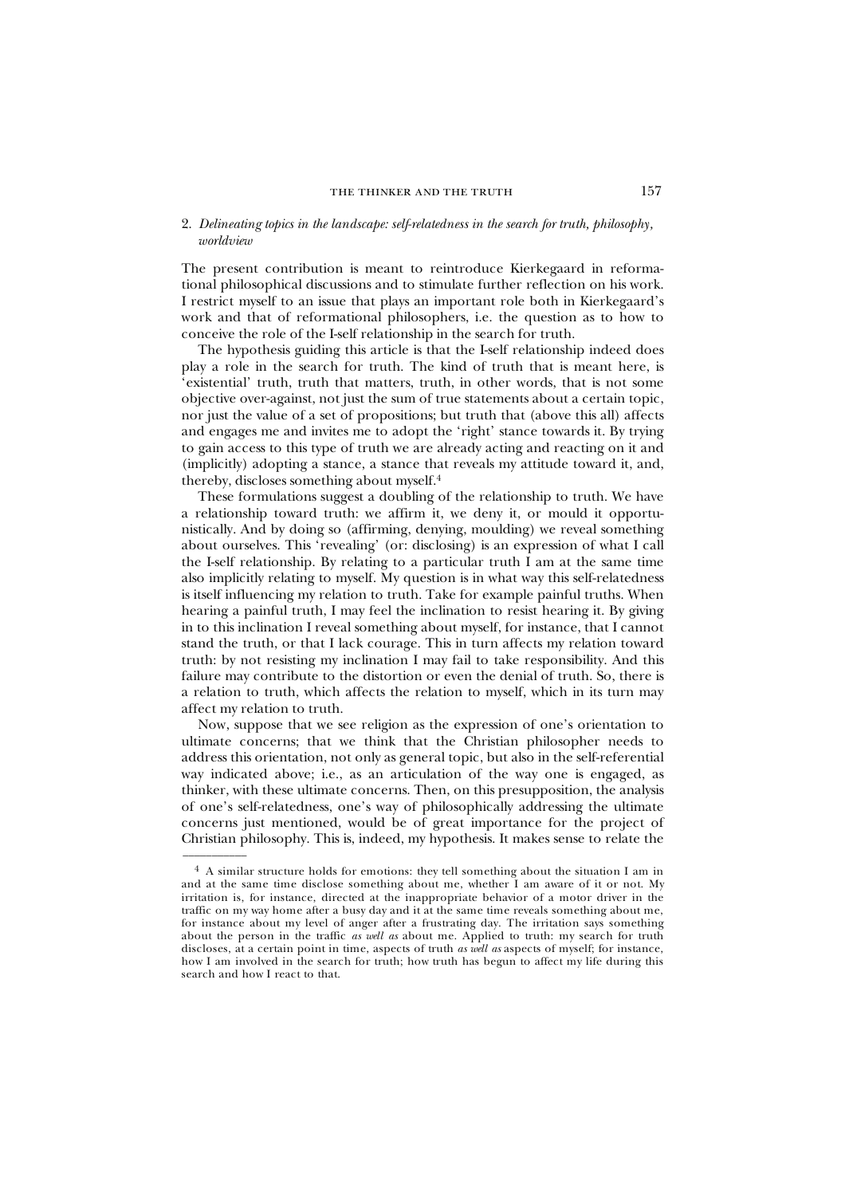## 2. *Delineating topics in the landscape: self-relatedness in the search for truth, philosophy, worldview*

The present contribution is meant to reintroduce Kierkegaard in reformational philosophical discussions and to stimulate further reflection on his work. I restrict myself to an issue that plays an important role both in Kierkegaard's work and that of reformational philosophers, i.e. the question as to how to conceive the role of the I-self relationship in the search for truth.

The hypothesis guiding this article is that the I-self relationship indeed does play a role in the search for truth. The kind of truth that is meant here, is 'existential' truth, truth that matters, truth, in other words, that is not some objective over-against, not just the sum of true statements about a certain topic, nor just the value of a set of propositions; but truth that (above this all) affects and engages me and invites me to adopt the 'right' stance towards it. By trying to gain access to this type of truth we are already acting and reacting on it and (implicitly) adopting a stance, a stance that reveals my attitude toward it, and, thereby, discloses something about myself.[4]

These formulations suggest a doubling of the relationship to truth. We have a relationship toward truth: we affirm it, we deny it, or mould it opportunistically. And by doing so (affirming, denying, moulding) we reveal something about ourselves. This 'revealing' (or: disclosing) is an expression of what I call the I-self relationship. By relating to a particular truth I am at the same time also implicitly relating to myself. My question is in what way this self-relatedness is itself influencing my relation to truth. Take for example painful truths. When hearing a painful truth, I may feel the inclination to resist hearing it. By giving in to this inclination I reveal something about myself, for instance, that I cannot stand the truth, or that I lack courage. This in turn affects my relation toward truth: by not resisting my inclination I may fail to take responsibility. And this failure may contribute to the distortion or even the denial of truth. So, there is a relation to truth, which affects the relation to myself, which in its turn may affect my relation to truth.

Now, suppose that we see religion as the expression of one's orientation to ultimate concerns; that we think that the Christian philosopher needs to address this orientation, not only as general topic, but also in the self-referential way indicated above; i.e., as an articulation of the way one is engaged, as thinker, with these ultimate concerns. Then, on this presupposition, the analysis of one's self-relatedness, one's way of philosophically addressing the ultimate concerns just mentioned, would be of great importance for the project of Christian philosophy. This is, indeed, my hypothesis. It makes sense to relate the

---

[4] A similar structure holds for emotions: they tell something about the situation I am in and at the same time disclose something about me, whether I am aware of it or not. My irritation is, for instance, directed at the inappropriate behavior of a motor driver in the traffic on my way home after a busy day and it at the same time reveals something about me, for instance about my level of anger after a frustrating day. The irritation says something about the person in the traffic *as well as* about me. Applied to truth: my search for truth discloses, at a certain point in time, aspects of truth *as well as* aspects of myself; for instance, how I am involved in the search for truth; how truth has begun to affect my life during this search and how I react to that.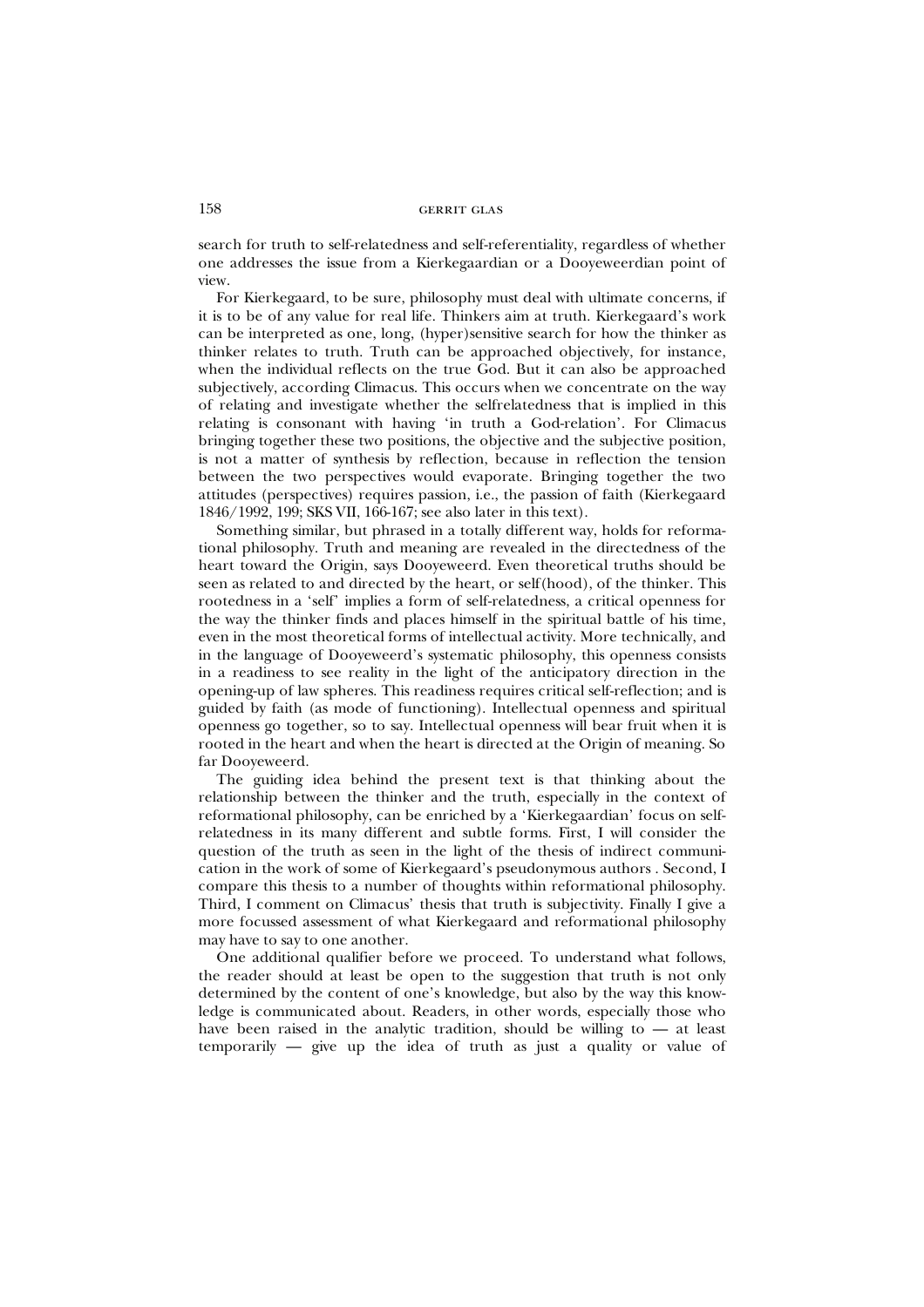search for truth to self-relatedness and self-referentiality, regardless of whether one addresses the issue from a Kierkegaardian or a Dooyeweerdian point of view.

For Kierkegaard, to be sure, philosophy must deal with ultimate concerns, if it is to be of any value for real life. Thinkers aim at truth. Kierkegaard's work can be interpreted as one, long, (hyper)sensitive search for how the thinker as thinker relates to truth. Truth can be approached objectively, for instance, when the individual reflects on the true God. But it can also be approached subjectively, according Climacus. This occurs when we concentrate on the way of relating and investigate whether the selfrelatedness that is implied in this relating is consonant with having 'in truth a God-relation'. For Climacus bringing together these two positions, the objective and the subjective position, is not a matter of synthesis by reflection, because in reflection the tension between the two perspectives would evaporate. Bringing together the two attitudes (perspectives) requires passion, i.e., the passion of faith (Kierkegaard 1846/1992, 199; SKS VII, 166-167; see also later in this text).

Something similar, but phrased in a totally different way, holds for reformational philosophy. Truth and meaning are revealed in the directedness of the heart toward the Origin, says Dooyeweerd. Even theoretical truths should be seen as related to and directed by the heart, or self(hood), of the thinker. This rootedness in a 'self' implies a form of self-relatedness, a critical openness for the way the thinker finds and places himself in the spiritual battle of his time, even in the most theoretical forms of intellectual activity. More technically, and in the language of Dooyeweerd's systematic philosophy, this openness consists in a readiness to see reality in the light of the anticipatory direction in the opening-up of law spheres. This readiness requires critical self-reflection; and is guided by faith (as mode of functioning). Intellectual openness and spiritual openness go together, so to say. Intellectual openness will bear fruit when it is rooted in the heart and when the heart is directed at the Origin of meaning. So far Dooyeweerd.

The guiding idea behind the present text is that thinking about the relationship between the thinker and the truth, especially in the context of reformational philosophy, can be enriched by a 'Kierkegaardian' focus on self-relatedness in its many different and subtle forms. First, I will consider the question of the truth as seen in the light of the thesis of indirect communication in the work of some of Kierkegaard's pseudonymous authors . Second, I compare this thesis to a number of thoughts within reformational philosophy. Third, I comment on Climacus' thesis that truth is subjectivity. Finally I give a more focussed assessment of what Kierkegaard and reformational philosophy may have to say to one another.

One additional qualifier before we proceed. To understand what follows, the reader should at least be open to the suggestion that truth is not only determined by the content of one's knowledge, but also by the way this knowledge is communicated about. Readers, in other words, especially those who have been raised in the analytic tradition, should be willing to — at least temporarily — give up the idea of truth as just a quality or value of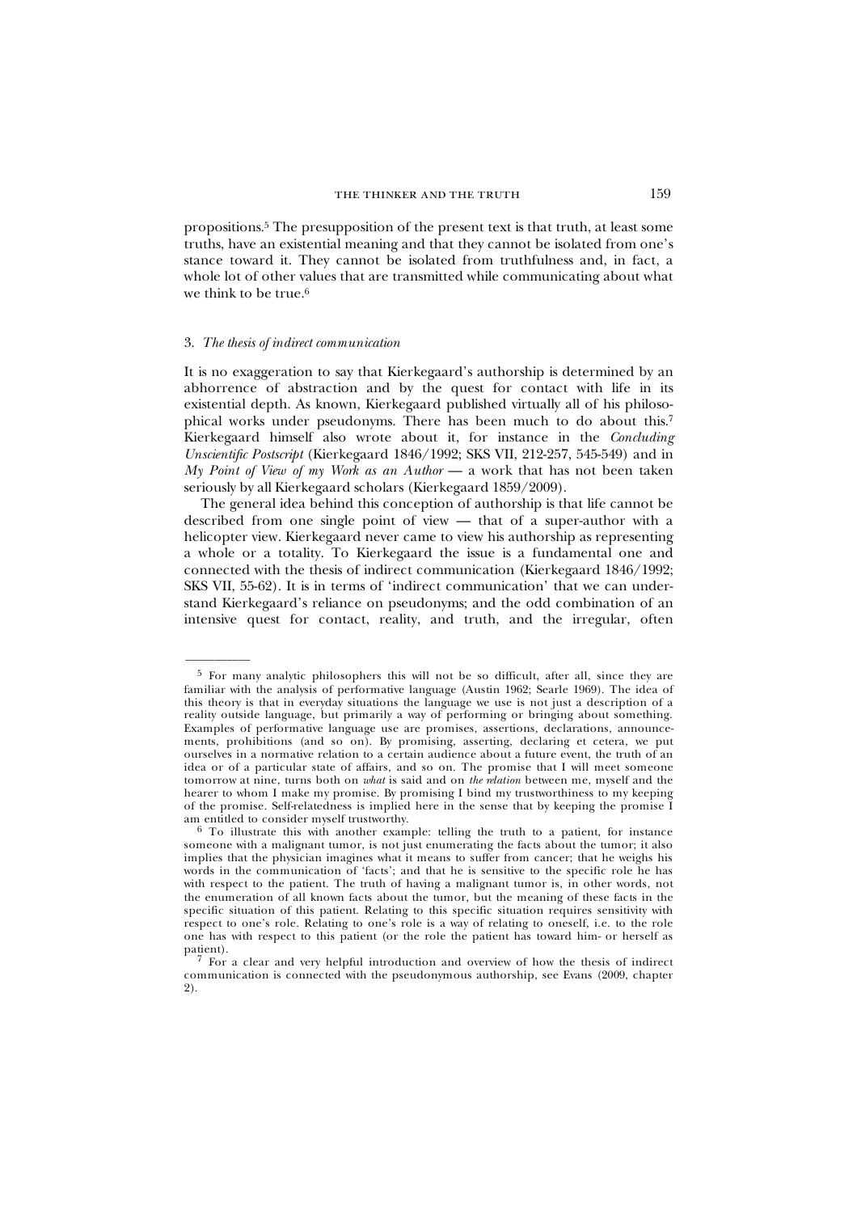propositions.[5] The presupposition of the present text is that truth, at least some truths, have an existential meaning and that they cannot be isolated from one's stance toward it. They cannot be isolated from truthfulness and, in fact, a whole lot of other values that are transmitted while communicating about what we think to be true.[6]

### 3. *The thesis of indirect communication*

It is no exaggeration to say that Kierkegaard's authorship is determined by an abhorrence of abstraction and by the quest for contact with life in its existential depth. As known, Kierkegaard published virtually all of his philosophical works under pseudonyms. There has been much to do about this.[7] Kierkegaard himself also wrote about it, for instance in the *Concluding Unscientific Postscript* (Kierkegaard 1846/1992; SKS VII, 212-257, 545-549) and in *My Point of View of my Work as an Author* — a work that has not been taken seriously by all Kierkegaard scholars (Kierkegaard 1859/2009).

The general idea behind this conception of authorship is that life cannot be described from one single point of view — that of a super-author with a helicopter view. Kierkegaard never came to view his authorship as representing a whole or a totality. To Kierkegaard the issue is a fundamental one and connected with the thesis of indirect communication (Kierkegaard 1846/1992; SKS VII, 55-62). It is in terms of 'indirect communication' that we can understand Kierkegaard's reliance on pseudonyms; and the odd combination of an intensive quest for contact, reality, and truth, and the irregular, often

---

[5] For many analytic philosophers this will not be so difficult, after all, since they are familiar with the analysis of performative language (Austin 1962; Searle 1969). The idea of this theory is that in everyday situations the language we use is not just a description of a reality outside language, but primarily a way of performing or bringing about something. Examples of performative language use are promises, assertions, declarations, announcements, prohibitions (and so on). By promising, asserting, declaring et cetera, we put ourselves in a normative relation to a certain audience about a future event, the truth of an idea or of a particular state of affairs, and so on. The promise that I will meet someone tomorrow at nine, turns both on *what* is said and on *the relation* between me, myself and the hearer to whom I make my promise. By promising I bind my trustworthiness to my keeping of the promise. Self-relatedness is implied here in the sense that by keeping the promise I am entitled to consider myself trustworthy.

[6] To illustrate this with another example: telling the truth to a patient, for instance someone with a malignant tumor, is not just enumerating the facts about the tumor; it also implies that the physician imagines what it means to suffer from cancer; that he weighs his words in the communication of 'facts'; and that he is sensitive to the specific role he has with respect to the patient. The truth of having a malignant tumor is, in other words, not the enumeration of all known facts about the tumor, but the meaning of these facts in the specific situation of this patient. Relating to this specific situation requires sensitivity with respect to one's role. Relating to one's role is a way of relating to oneself, i.e. to the role one has with respect to this patient (or the role the patient has toward him- or herself as patient).

[7] For a clear and very helpful introduction and overview of how the thesis of indirect communication is connected with the pseudonymous authorship, see Evans (2009, chapter 2).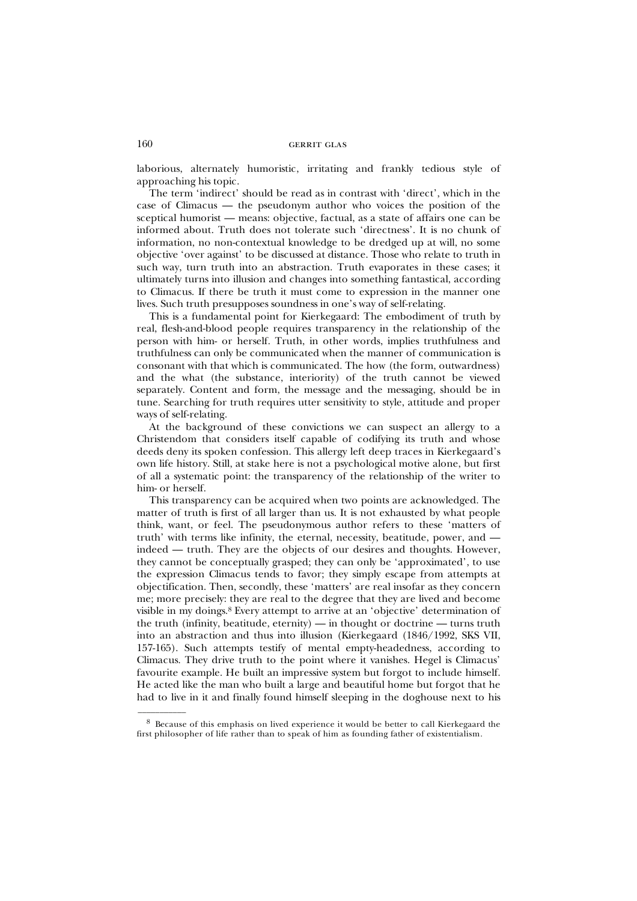laborious, alternately humoristic, irritating and frankly tedious style of approaching his topic.

The term 'indirect' should be read as in contrast with 'direct', which in the case of Climacus — the pseudonym author who voices the position of the sceptical humorist — means: objective, factual, as a state of affairs one can be informed about. Truth does not tolerate such 'directness'. It is no chunk of information, no non-contextual knowledge to be dredged up at will, no some objective 'over against' to be discussed at distance. Those who relate to truth in such way, turn truth into an abstraction. Truth evaporates in these cases; it ultimately turns into illusion and changes into something fantastical, according to Climacus. If there be truth it must come to expression in the manner one lives. Such truth presupposes soundness in one's way of self-relating.

This is a fundamental point for Kierkegaard: The embodiment of truth by real, flesh-and-blood people requires transparency in the relationship of the person with him- or herself. Truth, in other words, implies truthfulness and truthfulness can only be communicated when the manner of communication is consonant with that which is communicated. The how (the form, outwardness) and the what (the substance, interiority) of the truth cannot be viewed separately. Content and form, the message and the messaging, should be in tune. Searching for truth requires utter sensitivity to style, attitude and proper ways of self-relating.

At the background of these convictions we can suspect an allergy to a Christendom that considers itself capable of codifying its truth and whose deeds deny its spoken confession. This allergy left deep traces in Kierkegaard's own life history. Still, at stake here is not a psychological motive alone, but first of all a systematic point: the transparency of the relationship of the writer to him- or herself.

This transparency can be acquired when two points are acknowledged. The matter of truth is first of all larger than us. It is not exhausted by what people think, want, or feel. The pseudonymous author refers to these 'matters of truth' with terms like infinity, the eternal, necessity, beatitude, power, and — indeed — truth. They are the objects of our desires and thoughts. However, they cannot be conceptually grasped; they can only be 'approximated', to use the expression Climacus tends to favor; they simply escape from attempts at objectification. Then, secondly, these 'matters' are real insofar as they concern me; more precisely: they are real to the degree that they are lived and become visible in my doings.[8] Every attempt to arrive at an 'objective' determination of the truth (infinity, beatitude, eternity) — in thought or doctrine — turns truth into an abstraction and thus into illusion (Kierkegaard (1846/1992, SKS VII, 157-165). Such attempts testify of mental empty-headedness, according to Climacus. They drive truth to the point where it vanishes. Hegel is Climacus' favourite example. He built an impressive system but forgot to include himself. He acted like the man who built a large and beautiful home but forgot that he had to live in it and finally found himself sleeping in the doghouse next to his

---

[8] Because of this emphasis on lived experience it would be better to call Kierkegaard the first philosopher of life rather than to speak of him as founding father of existentialism.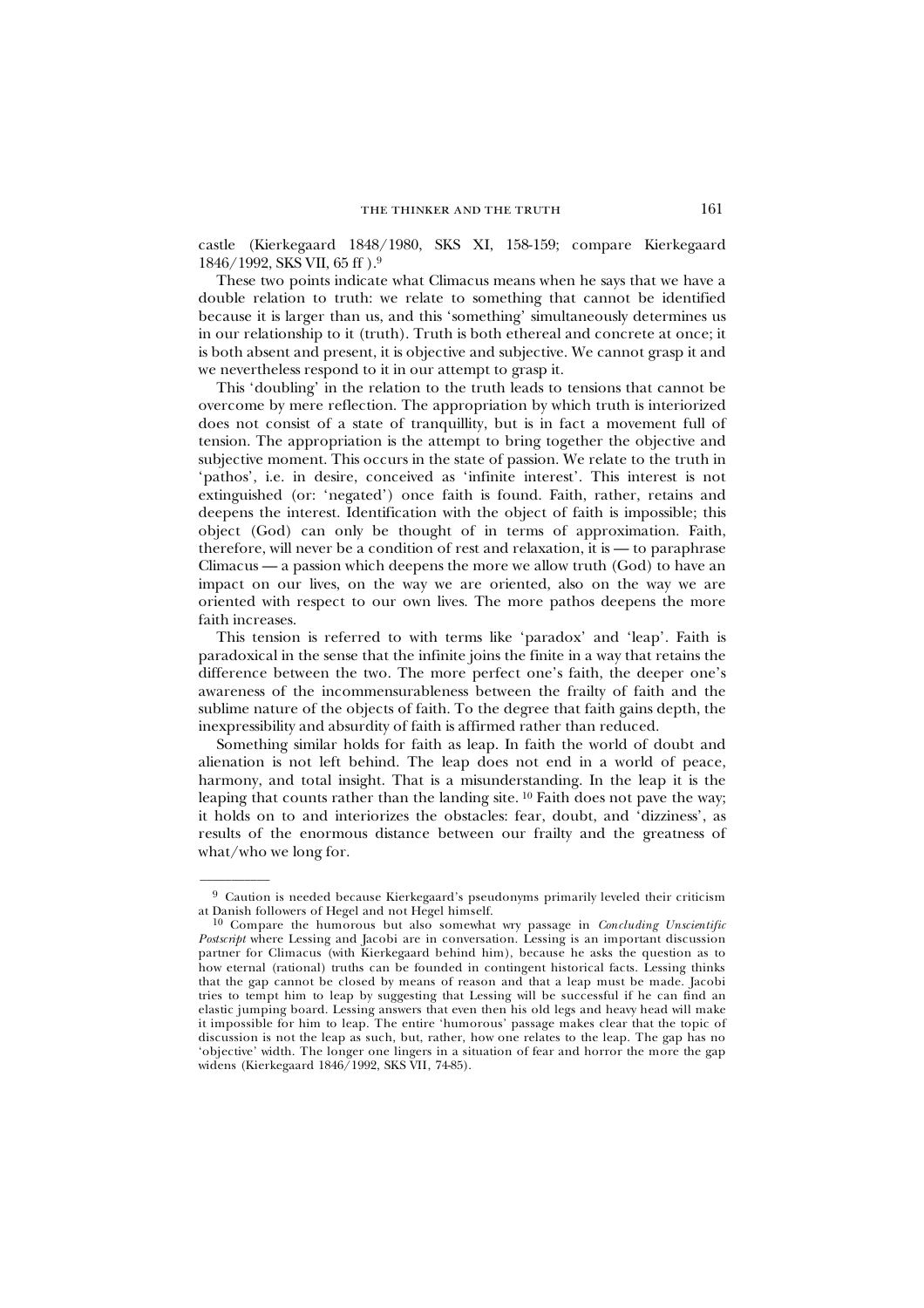castle (Kierkegaard 1848/1980, SKS XI, 158-159; compare Kierkegaard 1846/1992, SKS VII, 65 ff ).[9]

These two points indicate what Climacus means when he says that we have a double relation to truth: we relate to something that cannot be identified because it is larger than us, and this 'something' simultaneously determines us in our relationship to it (truth). Truth is both ethereal and concrete at once; it is both absent and present, it is objective and subjective. We cannot grasp it and we nevertheless respond to it in our attempt to grasp it.

This 'doubling' in the relation to the truth leads to tensions that cannot be overcome by mere reflection. The appropriation by which truth is interiorized does not consist of a state of tranquillity, but is in fact a movement full of tension. The appropriation is the attempt to bring together the objective and subjective moment. This occurs in the state of passion. We relate to the truth in 'pathos', i.e. in desire, conceived as 'infinite interest'. This interest is not extinguished (or: 'negated') once faith is found. Faith, rather, retains and deepens the interest. Identification with the object of faith is impossible; this object (God) can only be thought of in terms of approximation. Faith, therefore, will never be a condition of rest and relaxation, it is — to paraphrase Climacus — a passion which deepens the more we allow truth (God) to have an impact on our lives, on the way we are oriented, also on the way we are oriented with respect to our own lives. The more pathos deepens the more faith increases.

This tension is referred to with terms like 'paradox' and 'leap'. Faith is paradoxical in the sense that the infinite joins the finite in a way that retains the difference between the two. The more perfect one's faith, the deeper one's awareness of the incommensurableness between the frailty of faith and the sublime nature of the objects of faith. To the degree that faith gains depth, the inexpressibility and absurdity of faith is affirmed rather than reduced.

Something similar holds for faith as leap. In faith the world of doubt and alienation is not left behind. The leap does not end in a world of peace, harmony, and total insight. That is a misunderstanding. In the leap it is the leaping that counts rather than the landing site. [10] Faith does not pave the way; it holds on to and interiorizes the obstacles: fear, doubt, and 'dizziness', as results of the enormous distance between our frailty and the greatness of what/who we long for.

---

[9] Caution is needed because Kierkegaard's pseudonyms primarily leveled their criticism at Danish followers of Hegel and not Hegel himself.

[10] Compare the humorous but also somewhat wry passage in *Concluding Unscientific Postscript* where Lessing and Jacobi are in conversation. Lessing is an important discussion partner for Climacus (with Kierkegaard behind him), because he asks the question as to how eternal (rational) truths can be founded in contingent historical facts. Lessing thinks that the gap cannot be closed by means of reason and that a leap must be made. Jacobi tries to tempt him to leap by suggesting that Lessing will be successful if he can find an elastic jumping board. Lessing answers that even then his old legs and heavy head will make it impossible for him to leap. The entire 'humorous' passage makes clear that the topic of discussion is not the leap as such, but, rather, how one relates to the leap. The gap has no 'objective' width. The longer one lingers in a situation of fear and horror the more the gap widens (Kierkegaard 1846/1992, SKS VII, 74-85).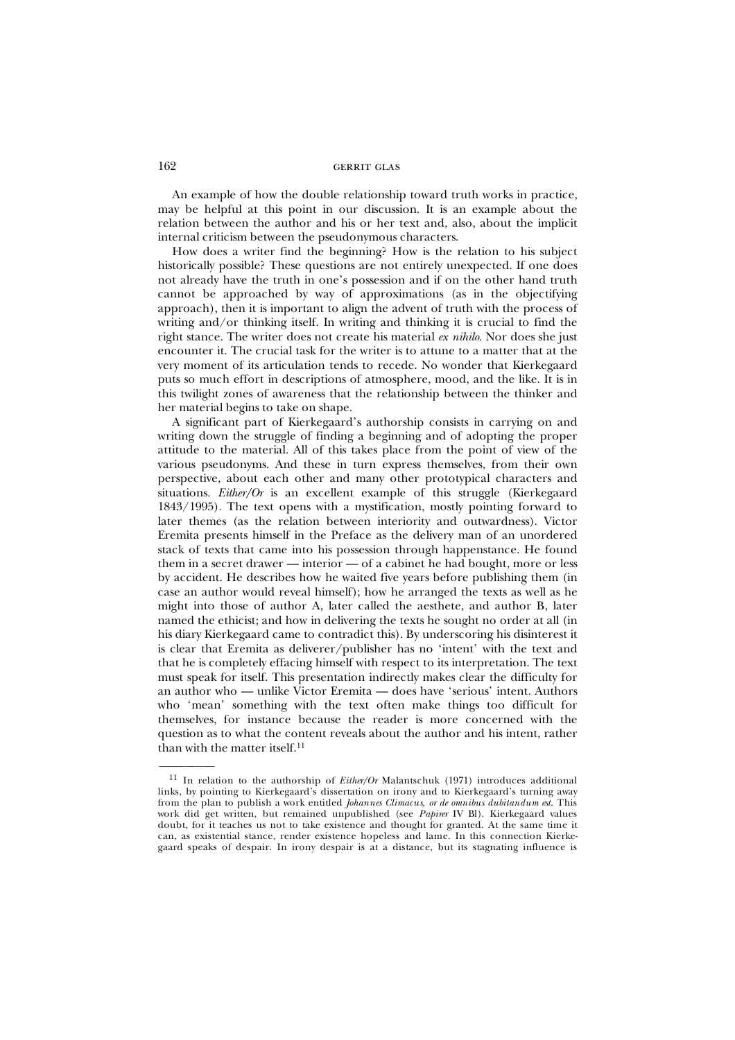An example of how the double relationship toward truth works in practice, may be helpful at this point in our discussion. It is an example about the relation between the author and his or her text and, also, about the implicit internal criticism between the pseudonymous characters.

How does a writer find the beginning? How is the relation to his subject historically possible? These questions are not entirely unexpected. If one does not already have the truth in one's possession and if on the other hand truth cannot be approached by way of approximations (as in the objectifying approach), then it is important to align the advent of truth with the process of writing and/or thinking itself. In writing and thinking it is crucial to find the right stance. The writer does not create his material *ex nihilo*. Nor does she just encounter it. The crucial task for the writer is to attune to a matter that at the very moment of its articulation tends to recede. No wonder that Kierkegaard puts so much effort in descriptions of atmosphere, mood, and the like. It is in this twilight zones of awareness that the relationship between the thinker and her material begins to take on shape.

A significant part of Kierkegaard's authorship consists in carrying on and writing down the struggle of finding a beginning and of adopting the proper attitude to the material. All of this takes place from the point of view of the various pseudonyms. And these in turn express themselves, from their own perspective, about each other and many other prototypical characters and situations. *Either/Or* is an excellent example of this struggle (Kierkegaard 1843/1995). The text opens with a mystification, mostly pointing forward to later themes (as the relation between interiority and outwardness). Victor Eremita presents himself in the Preface as the delivery man of an unordered stack of texts that came into his possession through happenstance. He found them in a secret drawer — interior — of a cabinet he had bought, more or less by accident. He describes how he waited five years before publishing them (in case an author would reveal himself); how he arranged the texts as well as he might into those of author A, later called the aesthete, and author B, later named the ethicist; and how in delivering the texts he sought no order at all (in his diary Kierkegaard came to contradict this). By underscoring his disinterest it is clear that Eremita as deliverer/publisher has no 'intent' with the text and that he is completely effacing himself with respect to its interpretation. The text must speak for itself. This presentation indirectly makes clear the difficulty for an author who — unlike Victor Eremita — does have 'serious' intent. Authors who 'mean' something with the text often make things too difficult for themselves, for instance because the reader is more concerned with the question as to what the content reveals about the author and his intent, rather than with the matter itself.[11]

---

[11] In relation to the authorship of *Either/Or* Malantschuk (1971) introduces additional links, by pointing to Kierkegaard's dissertation on irony and to Kierkegaard's turning away from the plan to publish a work entitled *Johannes Climacus, or de omnibus dubitandum est*. This work did get written, but remained unpublished (see *Papirer* IV Bl). Kierkegaard values doubt, for it teaches us not to take existence and thought for granted. At the same time it can, as existential stance, render existence hopeless and lame. In this connection Kierkegaard speaks of despair. In irony despair is at a distance, but its stagnating influence is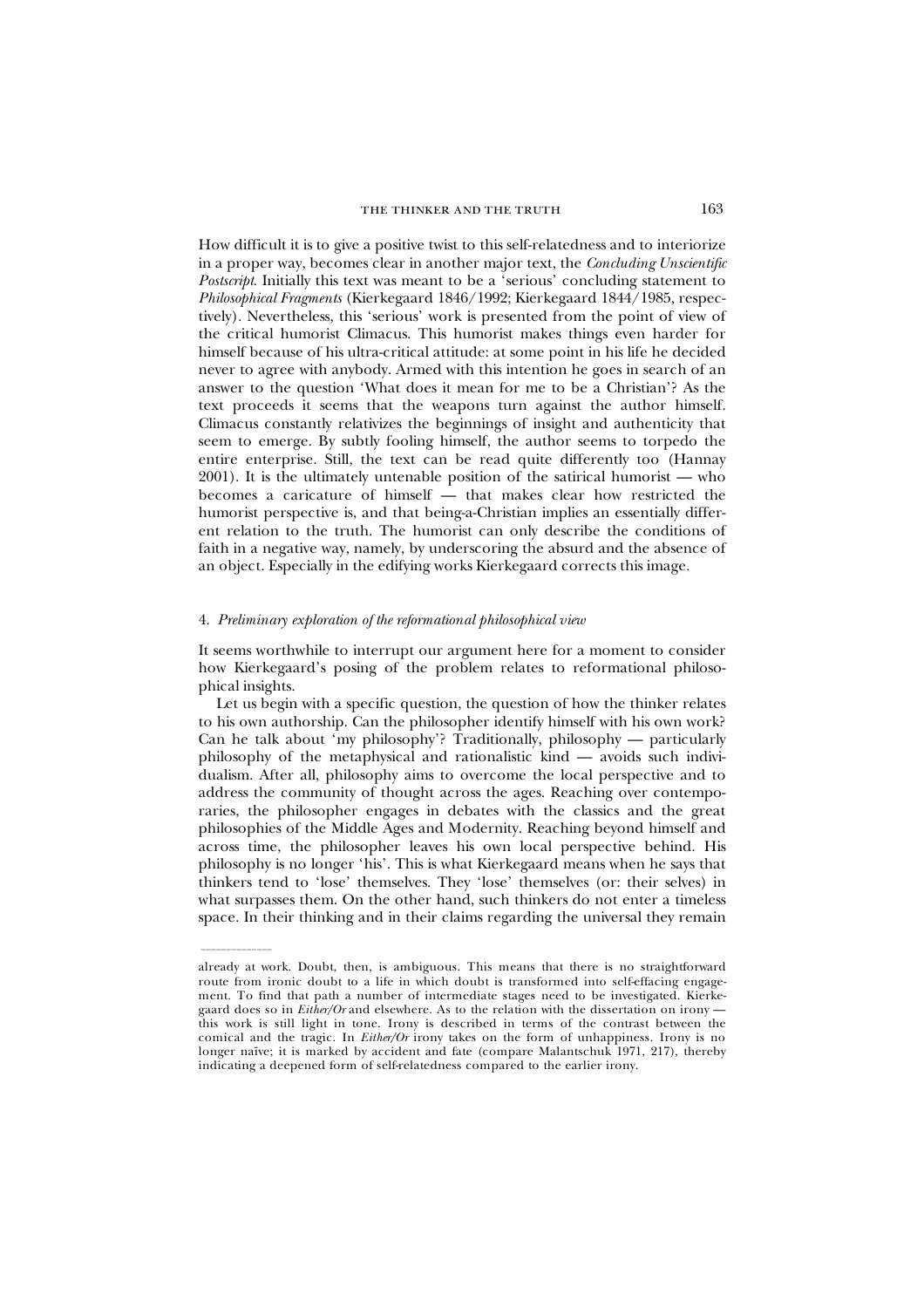How difficult it is to give a positive twist to this self-relatedness and to interiorize in a proper way, becomes clear in another major text, the *Concluding Unscientific Postscript*. Initially this text was meant to be a 'serious' concluding statement to *Philosophical Fragments* (Kierkegaard 1846/1992; Kierkegaard 1844/1985, respectively). Nevertheless, this 'serious' work is presented from the point of view of the critical humorist Climacus. This humorist makes things even harder for himself because of his ultra-critical attitude: at some point in his life he decided never to agree with anybody. Armed with this intention he goes in search of an answer to the question 'What does it mean for me to be a Christian'? As the text proceeds it seems that the weapons turn against the author himself. Climacus constantly relativizes the beginnings of insight and authenticity that seem to emerge. By subtly fooling himself, the author seems to torpedo the entire enterprise. Still, the text can be read quite differently too (Hannay 2001). It is the ultimately untenable position of the satirical humorist — who becomes a caricature of himself — that makes clear how restricted the humorist perspective is, and that being-a-Christian implies an essentially different relation to the truth. The humorist can only describe the conditions of faith in a negative way, namely, by underscoring the absurd and the absence of an object. Especially in the edifying works Kierkegaard corrects this image.

#### 4. *Preliminary exploration of the reformational philosophical view*

It seems worthwhile to interrupt our argument here for a moment to consider how Kierkegaard's posing of the problem relates to reformational philosophical insights.

Let us begin with a specific question, the question of how the thinker relates to his own authorship. Can the philosopher identify himself with his own work? Can he talk about 'my philosophy'? Traditionally, philosophy — particularly philosophy of the metaphysical and rationalistic kind — avoids such individualism. After all, philosophy aims to overcome the local perspective and to address the community of thought across the ages. Reaching over contemporaries, the philosopher engages in debates with the classics and the great philosophies of the Middle Ages and Modernity. Reaching beyond himself and across time, the philosopher leaves his own local perspective behind. His philosophy is no longer 'his'. This is what Kierkegaard means when he says that thinkers tend to 'lose' themselves. They 'lose' themselves (or: their selves) in what surpasses them. On the other hand, such thinkers do not enter a timeless space. In their thinking and in their claims regarding the universal they remain

---

already at work. Doubt, then, is ambiguous. This means that there is no straightforward route from ironic doubt to a life in which doubt is transformed into self-effacing engagement. To find that path a number of intermediate stages need to be investigated. Kierkegaard does so in *Either/Or* and elsewhere. As to the relation with the dissertation on irony — this work is still light in tone. Irony is described in terms of the contrast between the comical and the tragic. In *Either/Or* irony takes on the form of unhappiness. Irony is no longer naïve; it is marked by accident and fate (compare Malantschuk 1971, 217), thereby indicating a deepened form of self-relatedness compared to the earlier irony.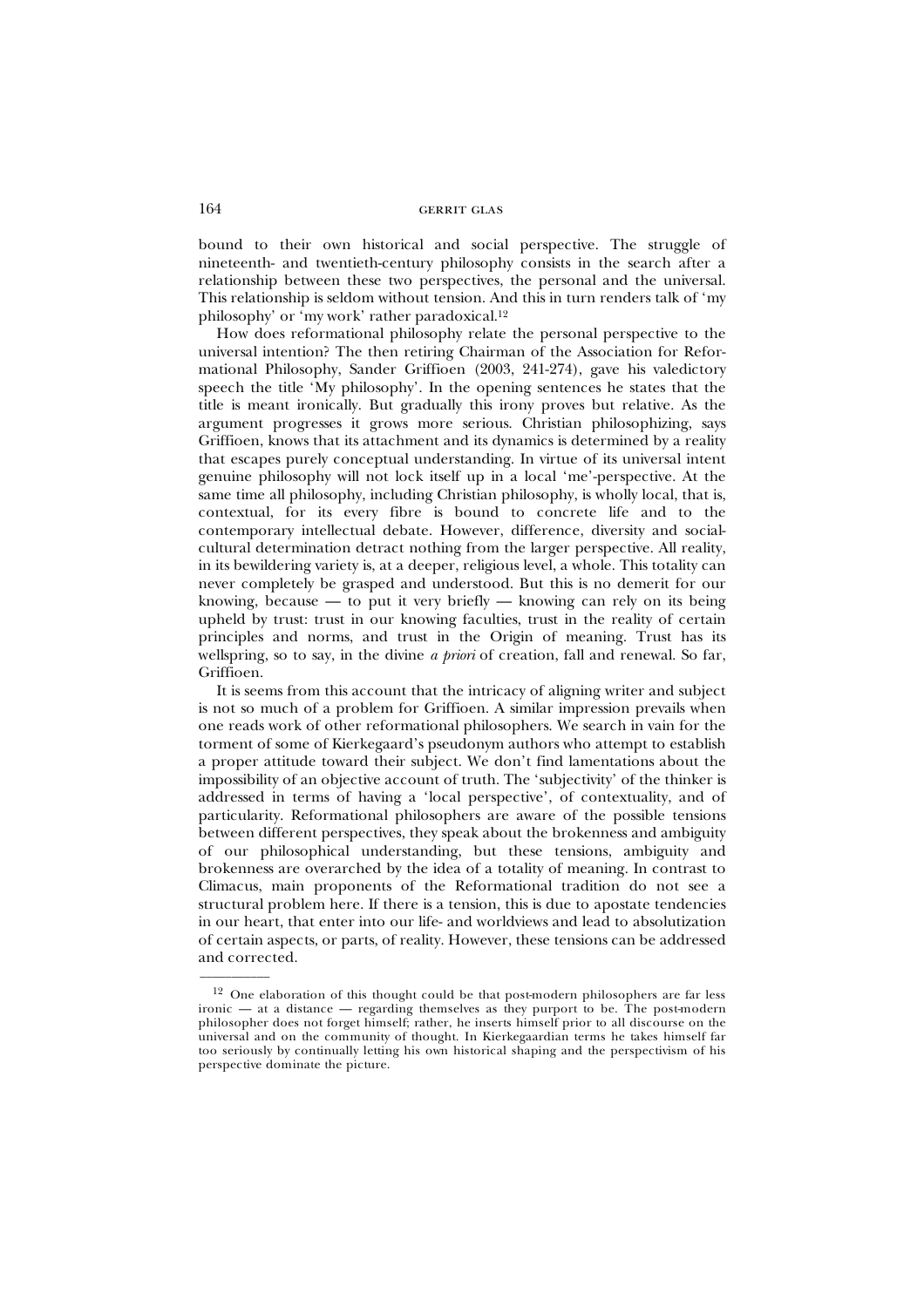bound to their own historical and social perspective. The struggle of nineteenth- and twentieth-century philosophy consists in the search after a relationship between these two perspectives, the personal and the universal. This relationship is seldom without tension. And this in turn renders talk of 'my philosophy' or 'my work' rather paradoxical.[12]

How does reformational philosophy relate the personal perspective to the universal intention? The then retiring Chairman of the Association for Reformational Philosophy, Sander Griffioen (2003, 241-274), gave his valedictory speech the title 'My philosophy'. In the opening sentences he states that the title is meant ironically. But gradually this irony proves but relative. As the argument progresses it grows more serious. Christian philosophizing, says Griffioen, knows that its attachment and its dynamics is determined by a reality that escapes purely conceptual understanding. In virtue of its universal intent genuine philosophy will not lock itself up in a local 'me'-perspective. At the same time all philosophy, including Christian philosophy, is wholly local, that is, contextual, for its every fibre is bound to concrete life and to the contemporary intellectual debate. However, difference, diversity and social-cultural determination detract nothing from the larger perspective. All reality, in its bewildering variety is, at a deeper, religious level, a whole. This totality can never completely be grasped and understood. But this is no demerit for our knowing, because — to put it very briefly — knowing can rely on its being upheld by trust: trust in our knowing faculties, trust in the reality of certain principles and norms, and trust in the Origin of meaning. Trust has its wellspring, so to say, in the divine *a priori* of creation, fall and renewal. So far, Griffioen.

It is seems from this account that the intricacy of aligning writer and subject is not so much of a problem for Griffioen. A similar impression prevails when one reads work of other reformational philosophers. We search in vain for the torment of some of Kierkegaard's pseudonym authors who attempt to establish a proper attitude toward their subject. We don't find lamentations about the impossibility of an objective account of truth. The 'subjectivity' of the thinker is addressed in terms of having a 'local perspective', of contextuality, and of particularity. Reformational philosophers are aware of the possible tensions between different perspectives, they speak about the brokenness and ambiguity of our philosophical understanding, but these tensions, ambiguity and brokenness are overarched by the idea of a totality of meaning. In contrast to Climacus, main proponents of the Reformational tradition do not see a structural problem here. If there is a tension, this is due to apostate tendencies in our heart, that enter into our life- and worldviews and lead to absolutization of certain aspects, or parts, of reality. However, these tensions can be addressed and corrected.

---

[12] One elaboration of this thought could be that post-modern philosophers are far less ironic — at a distance — regarding themselves as they purport to be. The post-modern philosopher does not forget himself; rather, he inserts himself prior to all discourse on the universal and on the community of thought. In Kierkegaardian terms he takes himself far too seriously by continually letting his own historical shaping and the perspectivism of his perspective dominate the picture.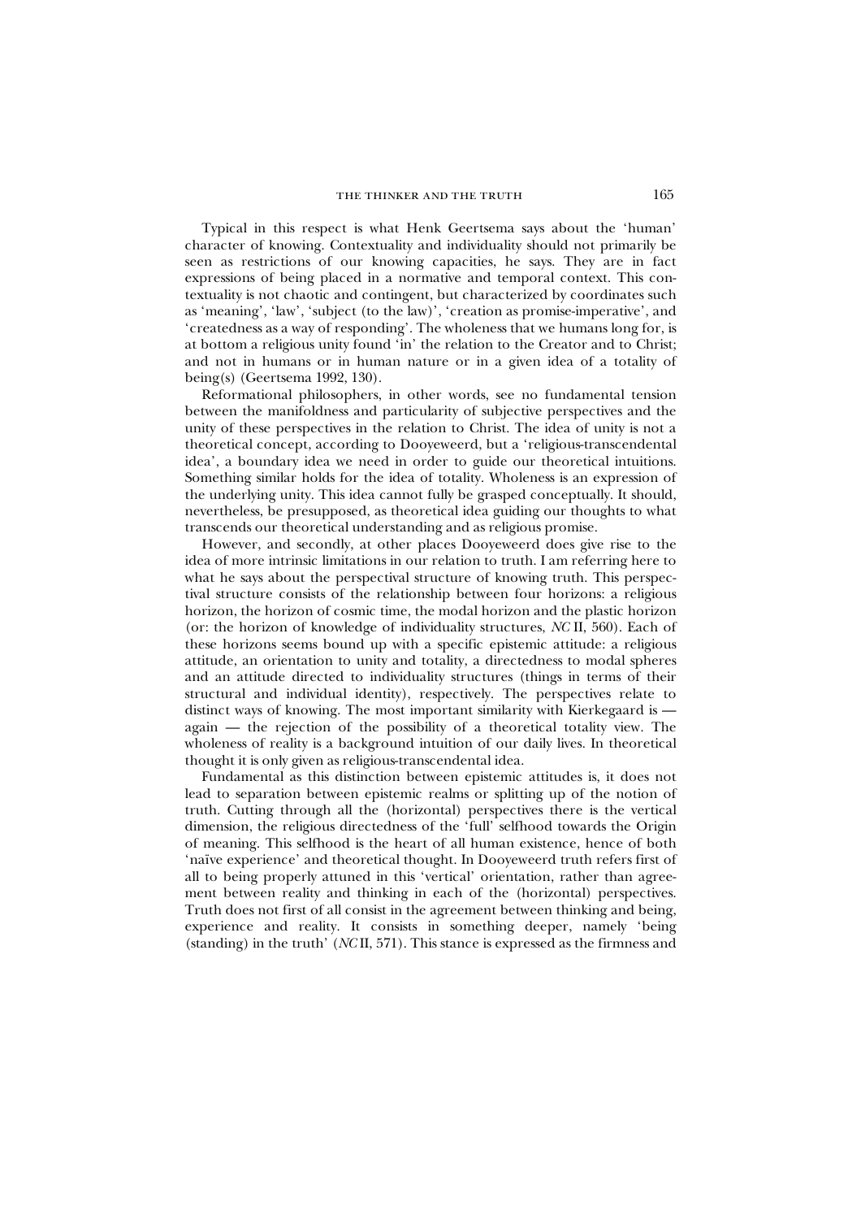Typical in this respect is what Henk Geertsema says about the 'human' character of knowing. Contextuality and individuality should not primarily be seen as restrictions of our knowing capacities, he says. They are in fact expressions of being placed in a normative and temporal context. This contextuality is not chaotic and contingent, but characterized by coordinates such as 'meaning', 'law', 'subject (to the law)', 'creation as promise-imperative', and 'createdness as a way of responding'. The wholeness that we humans long for, is at bottom a religious unity found 'in' the relation to the Creator and to Christ; and not in humans or in human nature or in a given idea of a totality of being(s) (Geertsema 1992, 130).

Reformational philosophers, in other words, see no fundamental tension between the manifoldness and particularity of subjective perspectives and the unity of these perspectives in the relation to Christ. The idea of unity is not a theoretical concept, according to Dooyeweerd, but a 'religious-transcendental idea', a boundary idea we need in order to guide our theoretical intuitions. Something similar holds for the idea of totality. Wholeness is an expression of the underlying unity. This idea cannot fully be grasped conceptually. It should, nevertheless, be presupposed, as theoretical idea guiding our thoughts to what transcends our theoretical understanding and as religious promise.

However, and secondly, at other places Dooyeweerd does give rise to the idea of more intrinsic limitations in our relation to truth. I am referring here to what he says about the perspectival structure of knowing truth. This perspectival structure consists of the relationship between four horizons: a religious horizon, the horizon of cosmic time, the modal horizon and the plastic horizon (or: the horizon of knowledge of individuality structures, *NC* II, 560). Each of these horizons seems bound up with a specific epistemic attitude: a religious attitude, an orientation to unity and totality, a directedness to modal spheres and an attitude directed to individuality structures (things in terms of their structural and individual identity), respectively. The perspectives relate to distinct ways of knowing. The most important similarity with Kierkegaard is — again — the rejection of the possibility of a theoretical totality view. The wholeness of reality is a background intuition of our daily lives. In theoretical thought it is only given as religious-transcendental idea.

Fundamental as this distinction between epistemic attitudes is, it does not lead to separation between epistemic realms or splitting up of the notion of truth. Cutting through all the (horizontal) perspectives there is the vertical dimension, the religious directedness of the 'full' selfhood towards the Origin of meaning. This selfhood is the heart of all human existence, hence of both 'naïve experience' and theoretical thought. In Dooyeweerd truth refers first of all to being properly attuned in this 'vertical' orientation, rather than agreement between reality and thinking in each of the (horizontal) perspectives. Truth does not first of all consist in the agreement between thinking and being, experience and reality. It consists in something deeper, namely 'being (standing) in the truth' (*NC* II, 571). This stance is expressed as the firmness and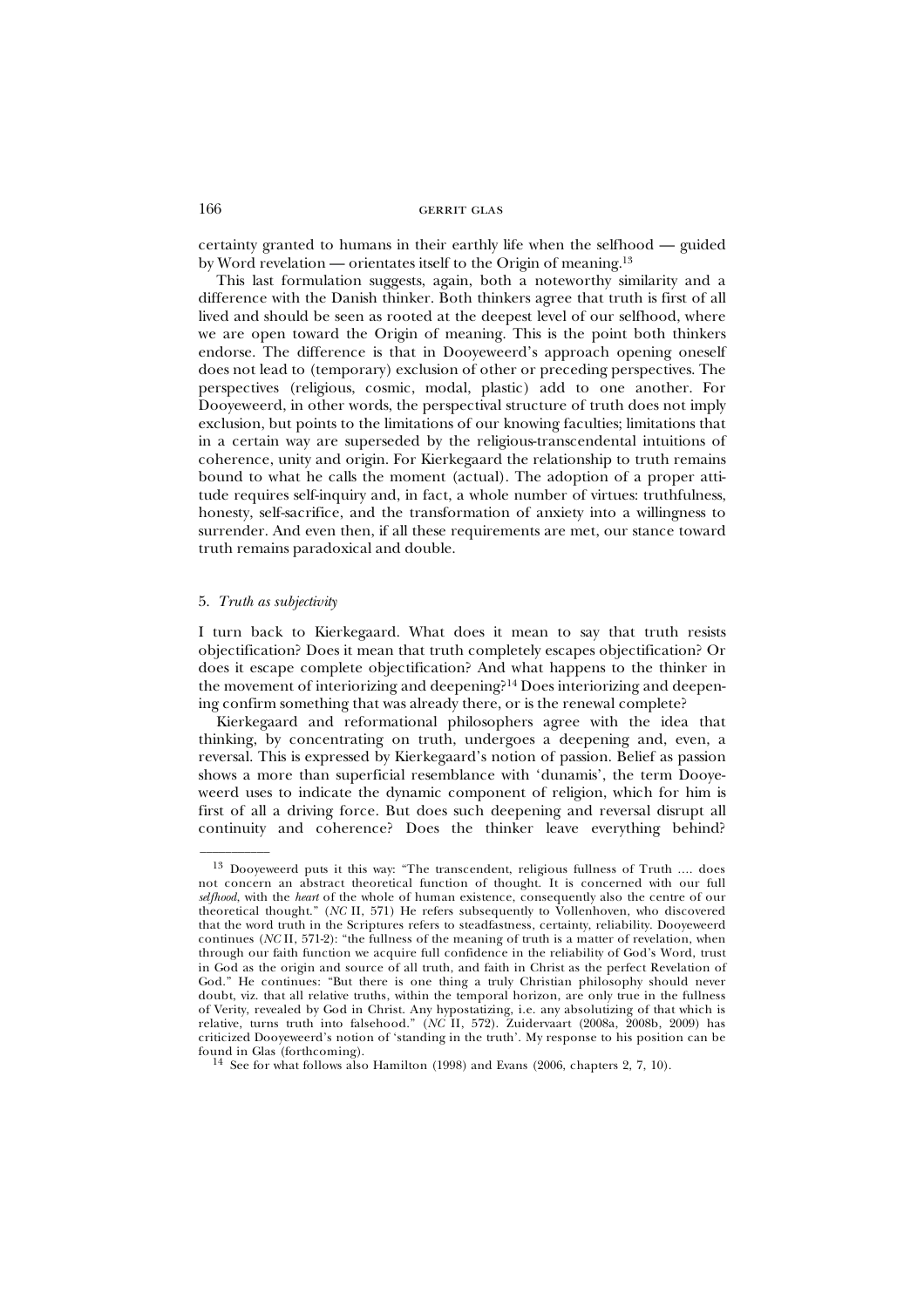certainty granted to humans in their earthly life when the selfhood — guided by Word revelation — orientates itself to the Origin of meaning.[13]

This last formulation suggests, again, both a noteworthy similarity and a difference with the Danish thinker. Both thinkers agree that truth is first of all lived and should be seen as rooted at the deepest level of our selfhood, where we are open toward the Origin of meaning. This is the point both thinkers endorse. The difference is that in Dooyeweerd's approach opening oneself does not lead to (temporary) exclusion of other or preceding perspectives. The perspectives (religious, cosmic, modal, plastic) add to one another. For Dooyeweerd, in other words, the perspectival structure of truth does not imply exclusion, but points to the limitations of our knowing faculties; limitations that in a certain way are superseded by the religious-transcendental intuitions of coherence, unity and origin. For Kierkegaard the relationship to truth remains bound to what he calls the moment (actual). The adoption of a proper attitude requires self-inquiry and, in fact, a whole number of virtues: truthfulness, honesty, self-sacrifice, and the transformation of anxiety into a willingness to surrender. And even then, if all these requirements are met, our stance toward truth remains paradoxical and double.

## 5. *Truth as subjectivity*

I turn back to Kierkegaard. What does it mean to say that truth resists objectification? Does it mean that truth completely escapes objectification? Or does it escape complete objectification? And what happens to the thinker in the movement of interiorizing and deepening?[14] Does interiorizing and deepening confirm something that was already there, or is the renewal complete?

Kierkegaard and reformational philosophers agree with the idea that thinking, by concentrating on truth, undergoes a deepening and, even, a reversal. This is expressed by Kierkegaard's notion of passion. Belief as passion shows a more than superficial resemblance with 'dunamis', the term Dooyeweerd uses to indicate the dynamic component of religion, which for him is first of all a driving force. But does such deepening and reversal disrupt all continuity and coherence? Does the thinker leave everything behind?

---

[13] Dooyeweerd puts it this way: "The transcendent, religious fullness of Truth .... does not concern an abstract theoretical function of thought. It is concerned with our full *selfhood*, with the *heart* of the whole of human existence, consequently also the centre of our theoretical thought." (*NC* II, 571) He refers subsequently to Vollenhoven, who discovered that the word truth in the Scriptures refers to steadfastness, certainty, reliability. Dooyeweerd continues (*NC* II, 571-2): "the fullness of the meaning of truth is a matter of revelation, when through our faith function we acquire full confidence in the reliability of God's Word, trust in God as the origin and source of all truth, and faith in Christ as the perfect Revelation of God." He continues: "But there is one thing a truly Christian philosophy should never doubt, viz. that all relative truths, within the temporal horizon, are only true in the fullness of Verity, revealed by God in Christ. Any hypostatizing, i.e. any absolutizing of that which is relative, turns truth into falsehood." (*NC* II, 572). Zuidervaart (2008a, 2008b, 2009) has criticized Dooyeweerd's notion of 'standing in the truth'. My response to his position can be found in Glas (forthcoming).

[14] See for what follows also Hamilton (1998) and Evans (2006, chapters 2, 7, 10).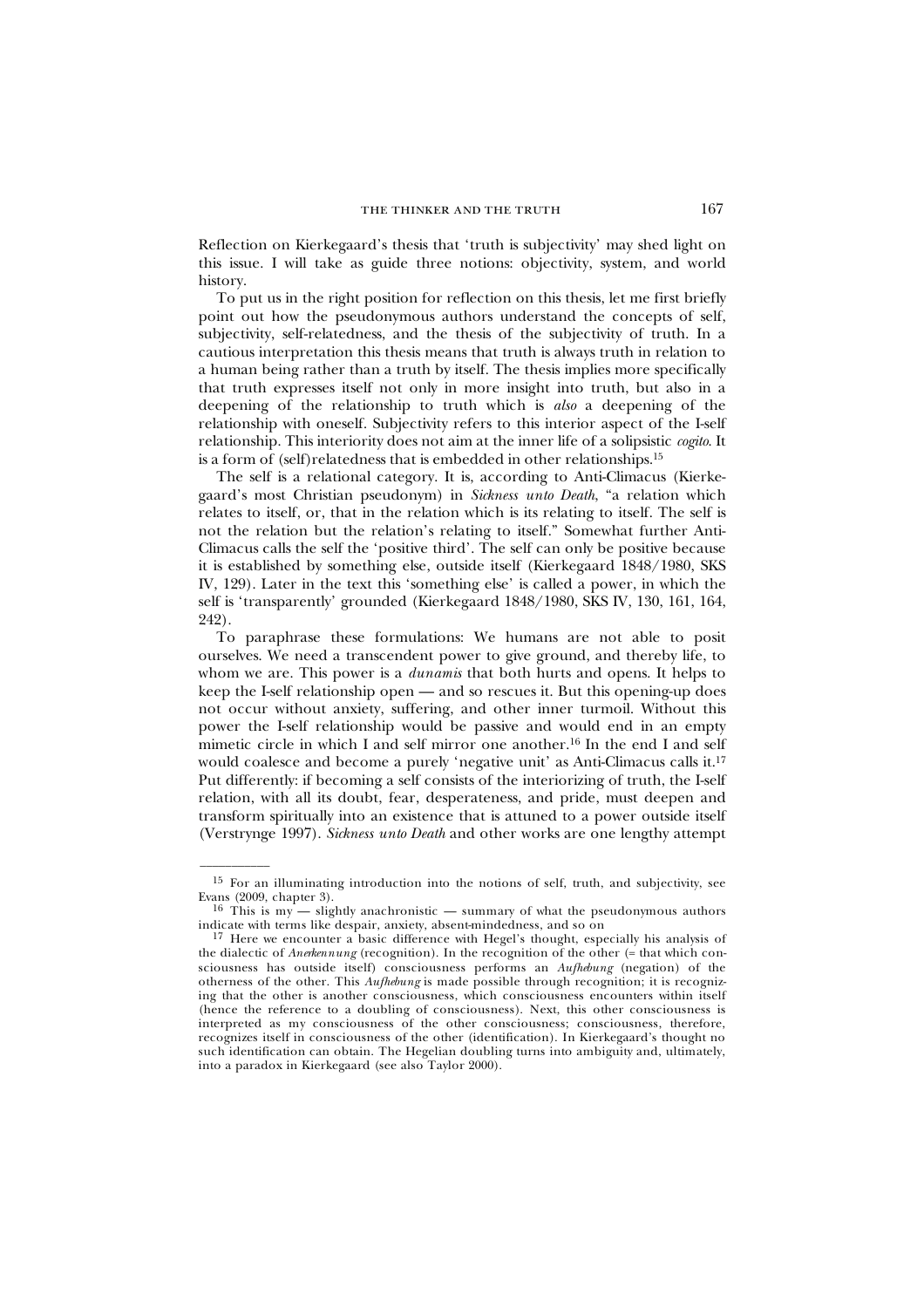Reflection on Kierkegaard's thesis that 'truth is subjectivity' may shed light on this issue. I will take as guide three notions: objectivity, system, and world history.

To put us in the right position for reflection on this thesis, let me first briefly point out how the pseudonymous authors understand the concepts of self, subjectivity, self-relatedness, and the thesis of the subjectivity of truth. In a cautious interpretation this thesis means that truth is always truth in relation to a human being rather than a truth by itself. The thesis implies more specifically that truth expresses itself not only in more insight into truth, but also in a deepening of the relationship to truth which is *also* a deepening of the relationship with oneself. Subjectivity refers to this interior aspect of the I-self relationship. This interiority does not aim at the inner life of a solipsistic *cogito*. It is a form of (self)relatedness that is embedded in other relationships.[15]

The self is a relational category. It is, according to Anti-Climacus (Kierkegaard's most Christian pseudonym) in *Sickness unto Death*, "a relation which relates to itself, or, that in the relation which is its relating to itself. The self is not the relation but the relation's relating to itself." Somewhat further Anti-Climacus calls the self the 'positive third'. The self can only be positive because it is established by something else, outside itself (Kierkegaard 1848/1980, SKS IV, 129). Later in the text this 'something else' is called a power, in which the self is 'transparently' grounded (Kierkegaard 1848/1980, SKS IV, 130, 161, 164, 242).

To paraphrase these formulations: We humans are not able to posit ourselves. We need a transcendent power to give ground, and thereby life, to whom we are. This power is a *dunamis* that both hurts and opens. It helps to keep the I-self relationship open — and so rescues it. But this opening-up does not occur without anxiety, suffering, and other inner turmoil. Without this power the I-self relationship would be passive and would end in an empty mimetic circle in which I and self mirror one another.[16] In the end I and self would coalesce and become a purely 'negative unit' as Anti-Climacus calls it.[17] Put differently: if becoming a self consists of the interiorizing of truth, the I-self relation, with all its doubt, fear, desperateness, and pride, must deepen and transform spiritually into an existence that is attuned to a power outside itself (Verstrynge 1997). *Sickness unto Death* and other works are one lengthy attempt

---

[15] For an illuminating introduction into the notions of self, truth, and subjectivity, see Evans (2009, chapter 3).

[16] This is my — slightly anachronistic — summary of what the pseudonymous authors indicate with terms like despair, anxiety, absent-mindedness, and so on

[17] Here we encounter a basic difference with Hegel's thought, especially his analysis of the dialectic of *Anerkennung* (recognition). In the recognition of the other (= that which consciousness has outside itself) consciousness performs an *Aufhebung* (negation) of the otherness of the other. This *Aufhebung* is made possible through recognition; it is recognizing that the other is another consciousness, which consciousness encounters within itself (hence the reference to a doubling of consciousness). Next, this other consciousness is interpreted as my consciousness of the other consciousness; consciousness, therefore, recognizes itself in consciousness of the other (identification). In Kierkegaard's thought no such identification can obtain. The Hegelian doubling turns into ambiguity and, ultimately, into a paradox in Kierkegaard (see also Taylor 2000).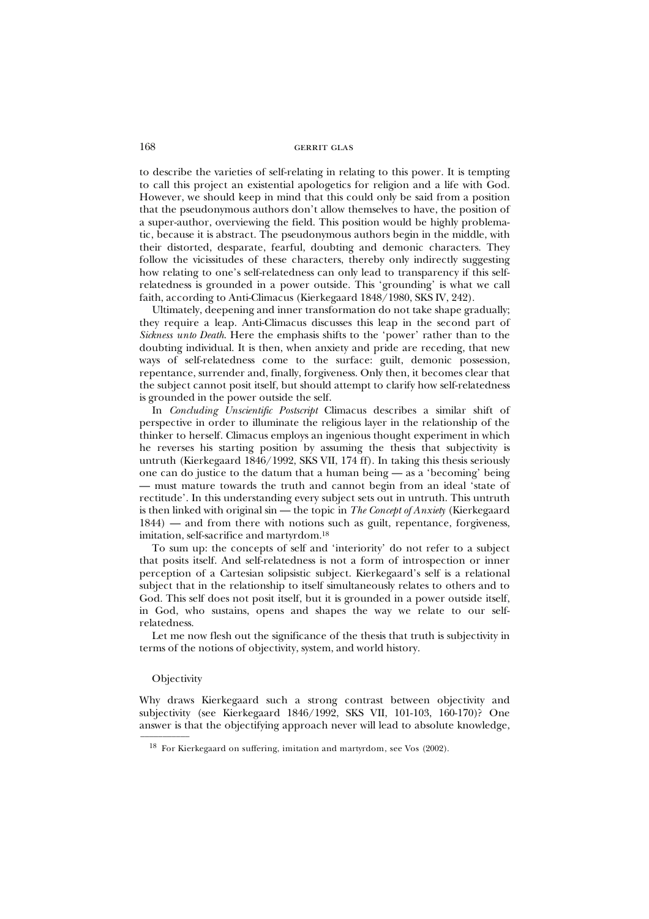to describe the varieties of self-relating in relating to this power. It is tempting to call this project an existential apologetics for religion and a life with God. However, we should keep in mind that this could only be said from a position that the pseudonymous authors don't allow themselves to have, the position of a super-author, overviewing the field. This position would be highly problematic, because it is abstract. The pseudonymous authors begin in the middle, with their distorted, desparate, fearful, doubting and demonic characters. They follow the vicissitudes of these characters, thereby only indirectly suggesting how relating to one's self-relatedness can only lead to transparency if this self-relatedness is grounded in a power outside. This 'grounding' is what we call faith, according to Anti-Climacus (Kierkegaard 1848/1980, SKS IV, 242).

Ultimately, deepening and inner transformation do not take shape gradually; they require a leap. Anti-Climacus discusses this leap in the second part of *Sickness unto Death*. Here the emphasis shifts to the 'power' rather than to the doubting individual. It is then, when anxiety and pride are receding, that new ways of self-relatedness come to the surface: guilt, demonic possession, repentance, surrender and, finally, forgiveness. Only then, it becomes clear that the subject cannot posit itself, but should attempt to clarify how self-relatedness is grounded in the power outside the self.

In *Concluding Unscientific Postscript* Climacus describes a similar shift of perspective in order to illuminate the religious layer in the relationship of the thinker to herself. Climacus employs an ingenious thought experiment in which he reverses his starting position by assuming the thesis that subjectivity is untruth (Kierkegaard 1846/1992, SKS VII, 174 ff). In taking this thesis seriously one can do justice to the datum that a human being — as a 'becoming' being — must mature towards the truth and cannot begin from an ideal 'state of rectitude'. In this understanding every subject sets out in untruth. This untruth is then linked with original sin — the topic in *The Concept of Anxiety* (Kierkegaard 1844) — and from there with notions such as guilt, repentance, forgiveness, imitation, self-sacrifice and martyrdom.[18]

To sum up: the concepts of self and 'interiority' do not refer to a subject that posits itself. And self-relatedness is not a form of introspection or inner perception of a Cartesian solipsistic subject. Kierkegaard's self is a relational subject that in the relationship to itself simultaneously relates to others and to God. This self does not posit itself, but it is grounded in a power outside itself, in God, who sustains, opens and shapes the way we relate to our self-relatedness.

Let me now flesh out the significance of the thesis that truth is subjectivity in terms of the notions of objectivity, system, and world history.

### Objectivity

Why draws Kierkegaard such a strong contrast between objectivity and subjectivity (see Kierkegaard 1846/1992, SKS VII, 101-103, 160-170)? One answer is that the objectifying approach never will lead to absolute knowledge,

[18] For Kierkegaard on suffering, imitation and martyrdom, see Vos (2002).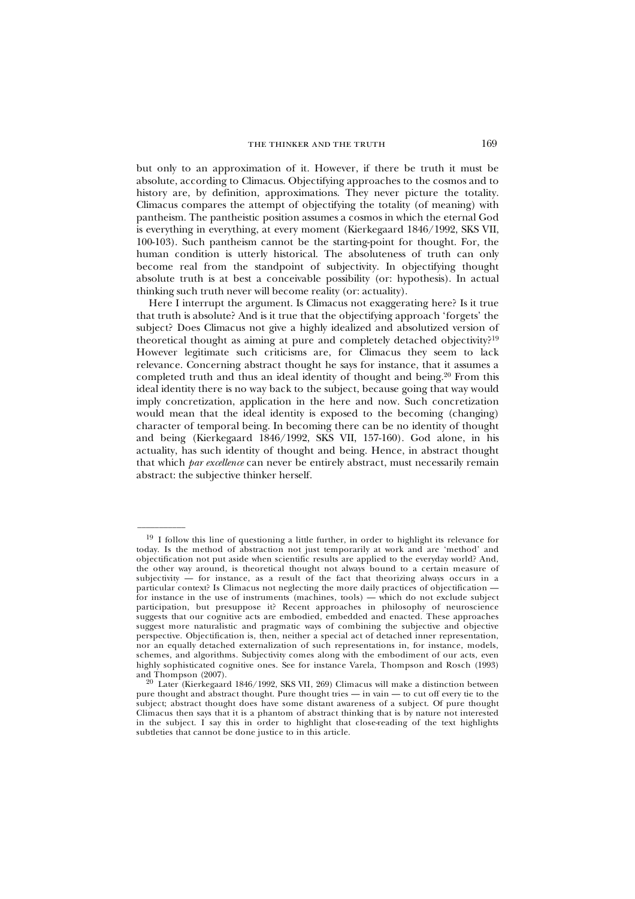but only to an approximation of it. However, if there be truth it must be absolute, according to Climacus. Objectifying approaches to the cosmos and to history are, by definition, approximations. They never picture the totality. Climacus compares the attempt of objectifying the totality (of meaning) with pantheism. The pantheistic position assumes a cosmos in which the eternal God is everything in everything, at every moment (Kierkegaard 1846/1992, SKS VII, 100-103). Such pantheism cannot be the starting-point for thought. For, the human condition is utterly historical. The absoluteness of truth can only become real from the standpoint of subjectivity. In objectifying thought absolute truth is at best a conceivable possibility (or: hypothesis). In actual thinking such truth never will become reality (or: actuality).

Here I interrupt the argument. Is Climacus not exaggerating here? Is it true that truth is absolute? And is it true that the objectifying approach 'forgets' the subject? Does Climacus not give a highly idealized and absolutized version of theoretical thought as aiming at pure and completely detached objectivity?[19] However legitimate such criticisms are, for Climacus they seem to lack relevance. Concerning abstract thought he says for instance, that it assumes a completed truth and thus an ideal identity of thought and being.[20] From this ideal identity there is no way back to the subject, because going that way would imply concretization, application in the here and now. Such concretization would mean that the ideal identity is exposed to the becoming (changing) character of temporal being. In becoming there can be no identity of thought and being (Kierkegaard 1846/1992, SKS VII, 157-160). God alone, in his actuality, has such identity of thought and being. Hence, in abstract thought that which *par excellence* can never be entirely abstract, must necessarily remain abstract: the subjective thinker herself.

---

[19] I follow this line of questioning a little further, in order to highlight its relevance for today. Is the method of abstraction not just temporarily at work and are 'method' and objectification not put aside when scientific results are applied to the everyday world? And, the other way around, is theoretical thought not always bound to a certain measure of subjectivity — for instance, as a result of the fact that theorizing always occurs in a particular context? Is Climacus not neglecting the more daily practices of objectification — for instance in the use of instruments (machines, tools) — which do not exclude subject participation, but presuppose it? Recent approaches in philosophy of neuroscience suggests that our cognitive acts are embodied, embedded and enacted. These approaches suggest more naturalistic and pragmatic ways of combining the subjective and objective perspective. Objectification is, then, neither a special act of detached inner representation, nor an equally detached externalization of such representations in, for instance, models, schemes, and algorithms. Subjectivity comes along with the embodiment of our acts, even highly sophisticated cognitive ones. See for instance Varela, Thompson and Rosch (1993) and Thompson (2007).

[20] Later (Kierkegaard 1846/1992, SKS VII, 269) Climacus will make a distinction between pure thought and abstract thought. Pure thought tries — in vain — to cut off every tie to the subject; abstract thought does have some distant awareness of a subject. Of pure thought Climacus then says that it is a phantom of abstract thinking that is by nature not interested in the subject. I say this in order to highlight that close-reading of the text highlights subtleties that cannot be done justice to in this article.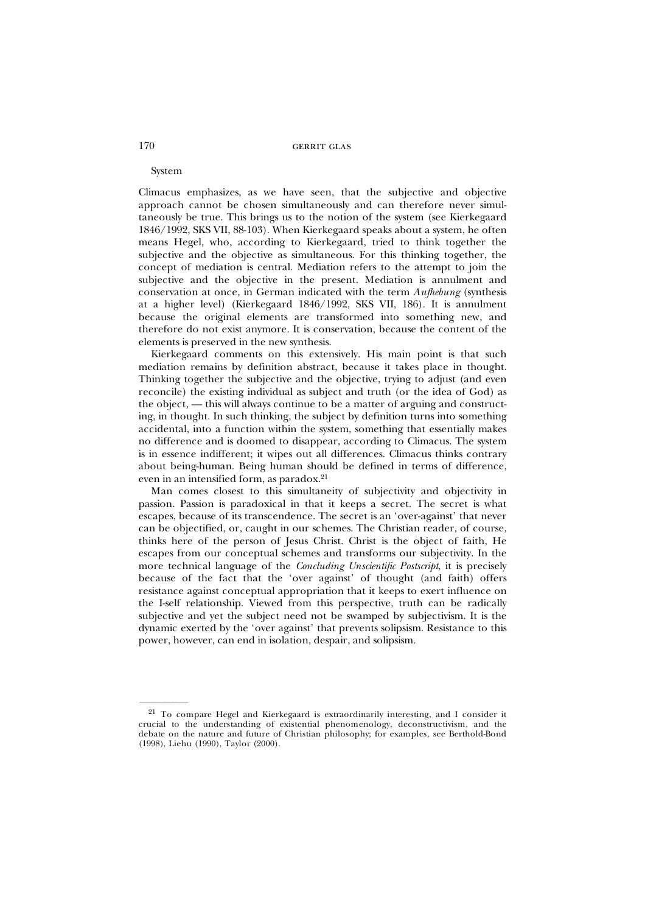System

Climacus emphasizes, as we have seen, that the subjective and objective approach cannot be chosen simultaneously and can therefore never simultaneously be true. This brings us to the notion of the system (see Kierkegaard 1846/1992, SKS VII, 88-103). When Kierkegaard speaks about a system, he often means Hegel, who, according to Kierkegaard, tried to think together the subjective and the objective as simultaneous. For this thinking together, the concept of mediation is central. Mediation refers to the attempt to join the subjective and the objective in the present. Mediation is annulment and conservation at once, in German indicated with the term *Aufhebung* (synthesis at a higher level) (Kierkegaard 1846/1992, SKS VII, 186). It is annulment because the original elements are transformed into something new, and therefore do not exist anymore. It is conservation, because the content of the elements is preserved in the new synthesis.

Kierkegaard comments on this extensively. His main point is that such mediation remains by definition abstract, because it takes place in thought. Thinking together the subjective and the objective, trying to adjust (and even reconcile) the existing individual as subject and truth (or the idea of God) as the object, — this will always continue to be a matter of arguing and constructing, in thought. In such thinking, the subject by definition turns into something accidental, into a function within the system, something that essentially makes no difference and is doomed to disappear, according to Climacus. The system is in essence indifferent; it wipes out all differences. Climacus thinks contrary about being-human. Being human should be defined in terms of difference, even in an intensified form, as paradox.[21]

Man comes closest to this simultaneity of subjectivity and objectivity in passion. Passion is paradoxical in that it keeps a secret. The secret is what escapes, because of its transcendence. The secret is an 'over-against' that never can be objectified, or, caught in our schemes. The Christian reader, of course, thinks here of the person of Jesus Christ. Christ is the object of faith, He escapes from our conceptual schemes and transforms our subjectivity. In the more technical language of the *Concluding Unscientific Postscript*, it is precisely because of the fact that the 'over against' of thought (and faith) offers resistance against conceptual appropriation that it keeps to exert influence on the I-self relationship. Viewed from this perspective, truth can be radically subjective and yet the subject need not be swamped by subjectivism. It is the dynamic exerted by the 'over against' that prevents solipsism. Resistance to this power, however, can end in isolation, despair, and solipsism.

---

[21] To compare Hegel and Kierkegaard is extraordinarily interesting, and I consider it crucial to the understanding of existential phenomenology, deconstructivism, and the debate on the nature and future of Christian philosophy; for examples, see Berthold-Bond (1998), Liehu (1990), Taylor (2000).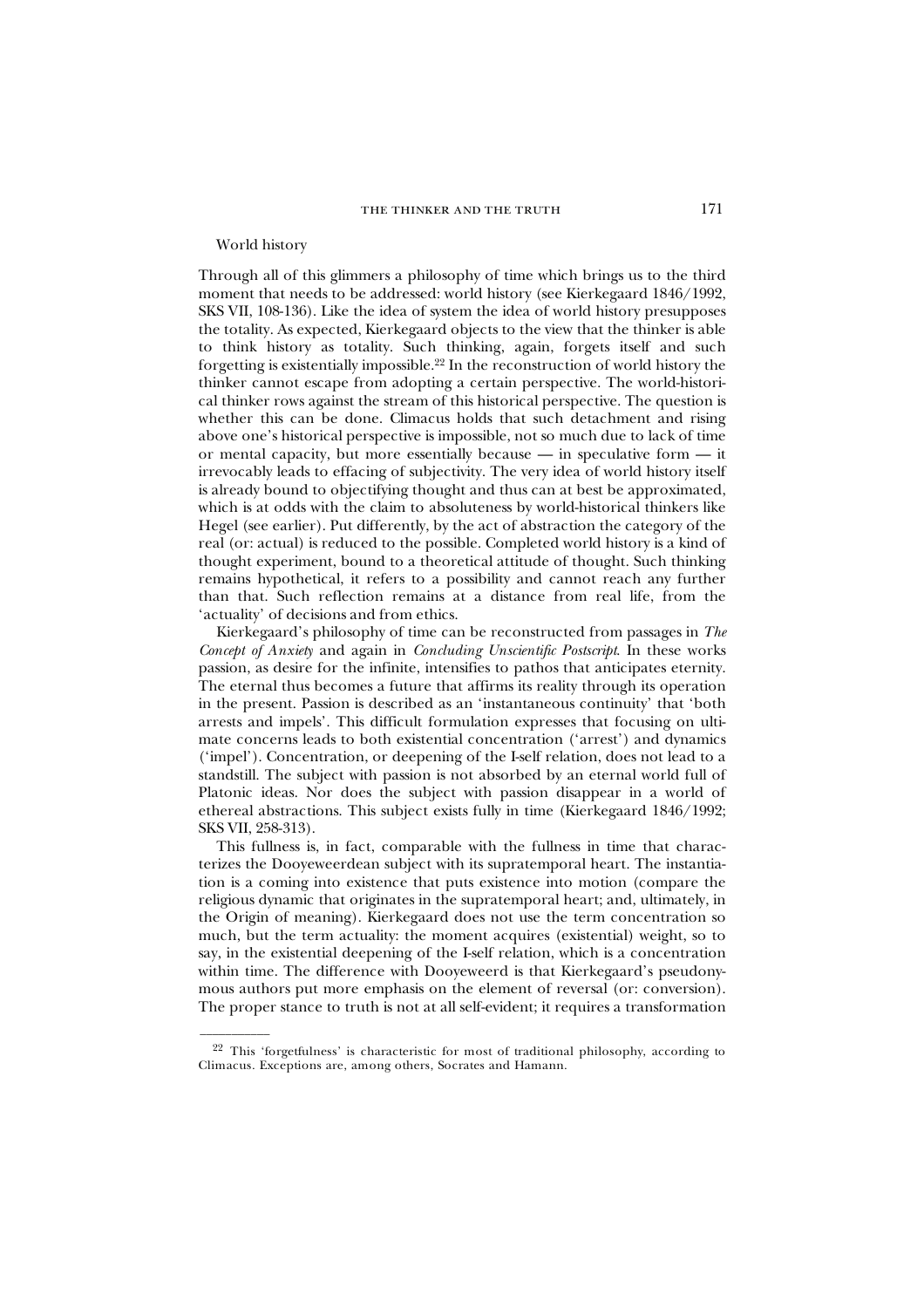### World history

Through all of this glimmers a philosophy of time which brings us to the third moment that needs to be addressed: world history (see Kierkegaard 1846/1992, SKS VII, 108-136). Like the idea of system the idea of world history presupposes the totality. As expected, Kierkegaard objects to the view that the thinker is able to think history as totality. Such thinking, again, forgets itself and such forgetting is existentially impossible.[22] In the reconstruction of world history the thinker cannot escape from adopting a certain perspective. The world-historical thinker rows against the stream of this historical perspective. The question is whether this can be done. Climacus holds that such detachment and rising above one's historical perspective is impossible, not so much due to lack of time or mental capacity, but more essentially because — in speculative form — it irrevocably leads to effacing of subjectivity. The very idea of world history itself is already bound to objectifying thought and thus can at best be approximated, which is at odds with the claim to absoluteness by world-historical thinkers like Hegel (see earlier). Put differently, by the act of abstraction the category of the real (or: actual) is reduced to the possible. Completed world history is a kind of thought experiment, bound to a theoretical attitude of thought. Such thinking remains hypothetical, it refers to a possibility and cannot reach any further than that. Such reflection remains at a distance from real life, from the 'actuality' of decisions and from ethics.

Kierkegaard's philosophy of time can be reconstructed from passages in *The Concept of Anxiety* and again in *Concluding Unscientific Postscript*. In these works passion, as desire for the infinite, intensifies to pathos that anticipates eternity. The eternal thus becomes a future that affirms its reality through its operation in the present. Passion is described as an 'instantaneous continuity' that 'both arrests and impels'. This difficult formulation expresses that focusing on ultimate concerns leads to both existential concentration ('arrest') and dynamics ('impel'). Concentration, or deepening of the I-self relation, does not lead to a standstill. The subject with passion is not absorbed by an eternal world full of Platonic ideas. Nor does the subject with passion disappear in a world of ethereal abstractions. This subject exists fully in time (Kierkegaard 1846/1992; SKS VII, 258-313).

This fullness is, in fact, comparable with the fullness in time that characterizes the Dooyeweerdean subject with its supratemporal heart. The instantiation is a coming into existence that puts existence into motion (compare the religious dynamic that originates in the supratemporal heart; and, ultimately, in the Origin of meaning). Kierkegaard does not use the term concentration so much, but the term actuality: the moment acquires (existential) weight, so to say, in the existential deepening of the I-self relation, which is a concentration within time. The difference with Dooyeweerd is that Kierkegaard's pseudonymous authors put more emphasis on the element of reversal (or: conversion). The proper stance to truth is not at all self-evident; it requires a transformation

---

[22] This 'forgetfulness' is characteristic for most of traditional philosophy, according to Climacus. Exceptions are, among others, Socrates and Hamann.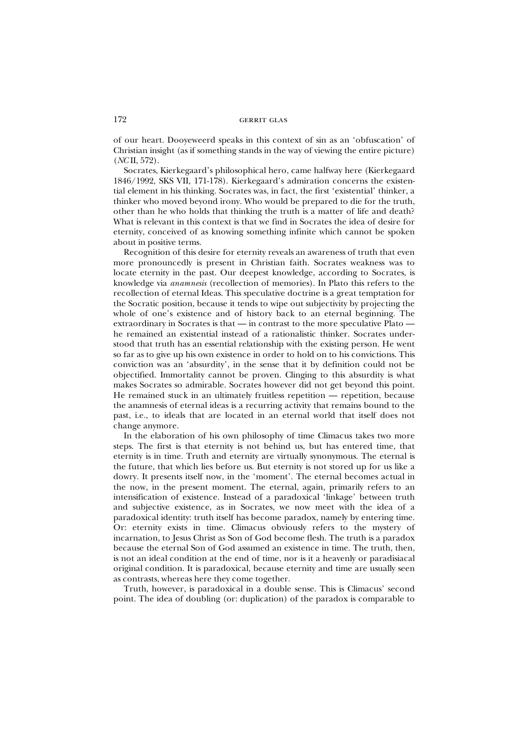of our heart. Dooyeweerd speaks in this context of sin as an 'obfuscation' of Christian insight (as if something stands in the way of viewing the entire picture) (*NC* II, 572).

Socrates, Kierkegaard's philosophical hero, came halfway here (Kierkegaard 1846/1992, SKS VII, 171-178). Kierkegaard's admiration concerns the existential element in his thinking. Socrates was, in fact, the first 'existential' thinker, a thinker who moved beyond irony. Who would be prepared to die for the truth, other than he who holds that thinking the truth is a matter of life and death? What is relevant in this context is that we find in Socrates the idea of desire for eternity, conceived of as knowing something infinite which cannot be spoken about in positive terms.

Recognition of this desire for eternity reveals an awareness of truth that even more pronouncedly is present in Christian faith. Socrates weakness was to locate eternity in the past. Our deepest knowledge, according to Socrates, is knowledge via *anamnesis* (recollection of memories). In Plato this refers to the recollection of eternal Ideas. This speculative doctrine is a great temptation for the Socratic position, because it tends to wipe out subjectivity by projecting the whole of one's existence and of history back to an eternal beginning. The extraordinary in Socrates is that — in contrast to the more speculative Plato — he remained an existential instead of a rationalistic thinker. Socrates understood that truth has an essential relationship with the existing person. He went so far as to give up his own existence in order to hold on to his convictions. This conviction was an 'absurdity', in the sense that it by definition could not be objectified. Immortality cannot be proven. Clinging to this absurdity is what makes Socrates so admirable. Socrates however did not get beyond this point. He remained stuck in an ultimately fruitless repetition — repetition, because the anamnesis of eternal ideas is a recurring activity that remains bound to the past, i.e., to ideals that are located in an eternal world that itself does not change anymore.

In the elaboration of his own philosophy of time Climacus takes two more steps. The first is that eternity is not behind us, but has entered time, that eternity is in time. Truth and eternity are virtually synonymous. The eternal is the future, that which lies before us. But eternity is not stored up for us like a dowry. It presents itself now, in the 'moment'. The eternal becomes actual in the now, in the present moment. The eternal, again, primarily refers to an intensification of existence. Instead of a paradoxical 'linkage' between truth and subjective existence, as in Socrates, we now meet with the idea of a paradoxical identity: truth itself has become paradox, namely by entering time. Or: eternity exists in time. Climacus obviously refers to the mystery of incarnation, to Jesus Christ as Son of God become flesh. The truth is a paradox because the eternal Son of God assumed an existence in time. The truth, then, is not an ideal condition at the end of time, nor is it a heavenly or paradisiacal original condition. It is paradoxical, because eternity and time are usually seen as contrasts, whereas here they come together.

Truth, however, is paradoxical in a double sense. This is Climacus' second point. The idea of doubling (or: duplication) of the paradox is comparable to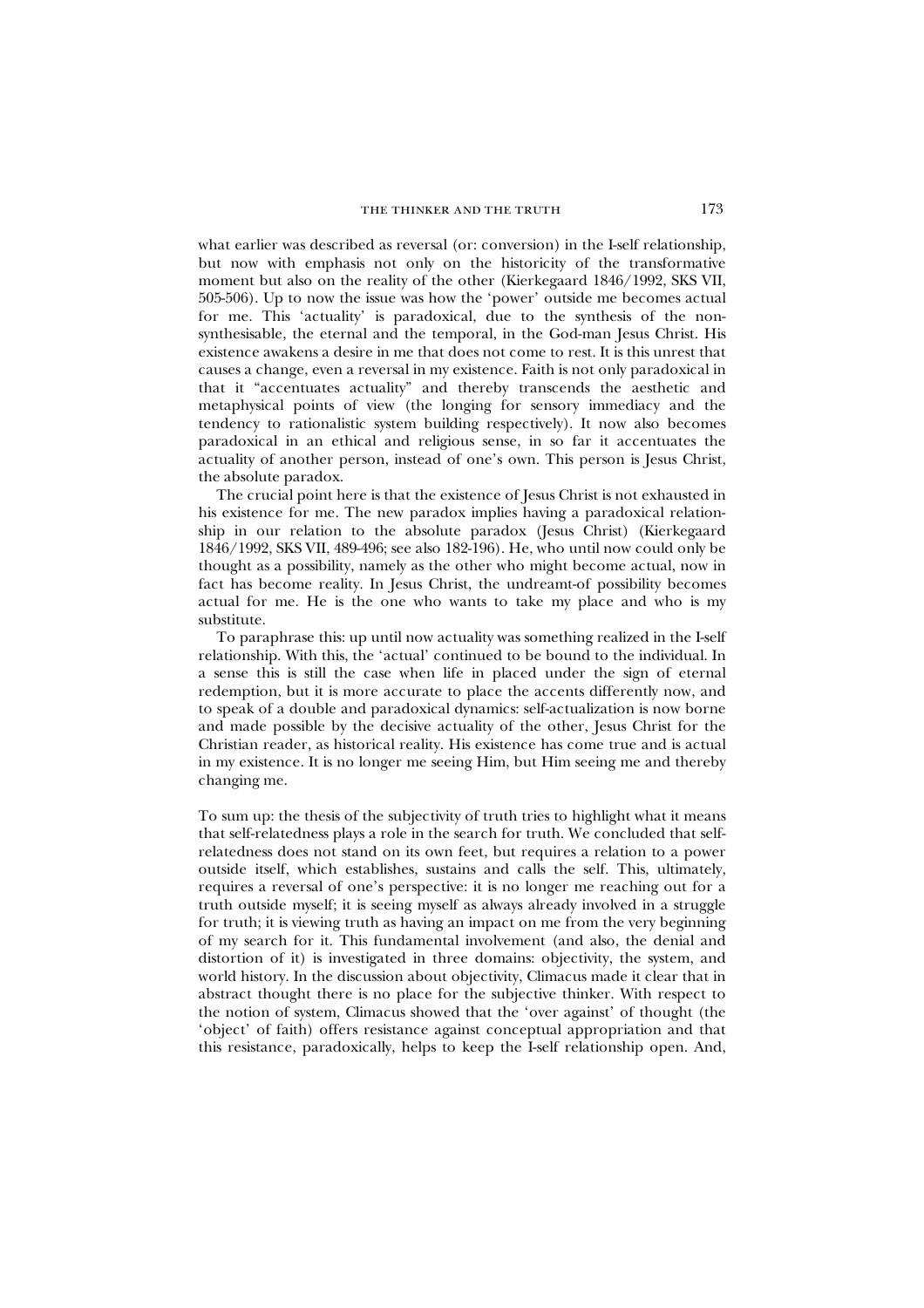what earlier was described as reversal (or: conversion) in the I-self relationship, but now with emphasis not only on the historicity of the transformative moment but also on the reality of the other (Kierkegaard 1846/1992, SKS VII, 505-506). Up to now the issue was how the 'power' outside me becomes actual for me. This 'actuality' is paradoxical, due to the synthesis of the non-synthesisable, the eternal and the temporal, in the God-man Jesus Christ. His existence awakens a desire in me that does not come to rest. It is this unrest that causes a change, even a reversal in my existence. Faith is not only paradoxical in that it "accentuates actuality" and thereby transcends the aesthetic and metaphysical points of view (the longing for sensory immediacy and the tendency to rationalistic system building respectively). It now also becomes paradoxical in an ethical and religious sense, in so far it accentuates the actuality of another person, instead of one's own. This person is Jesus Christ, the absolute paradox.

The crucial point here is that the existence of Jesus Christ is not exhausted in his existence for me. The new paradox implies having a paradoxical relationship in our relation to the absolute paradox (Jesus Christ) (Kierkegaard 1846/1992, SKS VII, 489-496; see also 182-196). He, who until now could only be thought as a possibility, namely as the other who might become actual, now in fact has become reality. In Jesus Christ, the undreamt-of possibility becomes actual for me. He is the one who wants to take my place and who is my substitute.

To paraphrase this: up until now actuality was something realized in the I-self relationship. With this, the 'actual' continued to be bound to the individual. In a sense this is still the case when life in placed under the sign of eternal redemption, but it is more accurate to place the accents differently now, and to speak of a double and paradoxical dynamics: self-actualization is now borne and made possible by the decisive actuality of the other, Jesus Christ for the Christian reader, as historical reality. His existence has come true and is actual in my existence. It is no longer me seeing Him, but Him seeing me and thereby changing me.

To sum up: the thesis of the subjectivity of truth tries to highlight what it means that self-relatedness plays a role in the search for truth. We concluded that self-relatedness does not stand on its own feet, but requires a relation to a power outside itself, which establishes, sustains and calls the self. This, ultimately, requires a reversal of one's perspective: it is no longer me reaching out for a truth outside myself; it is seeing myself as always already involved in a struggle for truth; it is viewing truth as having an impact on me from the very beginning of my search for it. This fundamental involvement (and also, the denial and distortion of it) is investigated in three domains: objectivity, the system, and world history. In the discussion about objectivity, Climacus made it clear that in abstract thought there is no place for the subjective thinker. With respect to the notion of system, Climacus showed that the 'over against' of thought (the 'object' of faith) offers resistance against conceptual appropriation and that this resistance, paradoxically, helps to keep the I-self relationship open. And,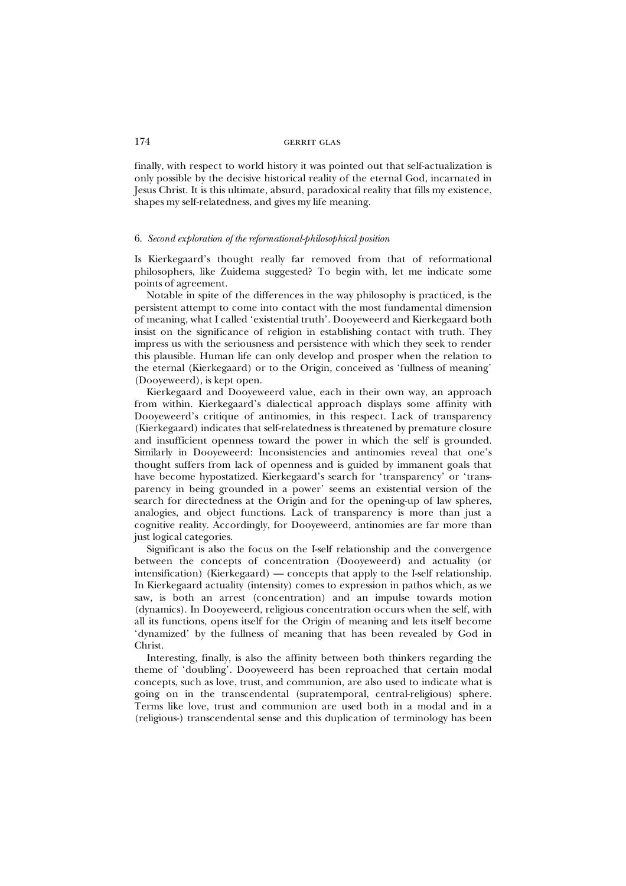finally, with respect to world history it was pointed out that self-actualization is only possible by the decisive historical reality of the eternal God, incarnated in Jesus Christ. It is this ultimate, absurd, paradoxical reality that fills my existence, shapes my self-relatedness, and gives my life meaning.

### 6. *Second exploration of the reformational-philosophical position*

Is Kierkegaard's thought really far removed from that of reformational philosophers, like Zuidema suggested? To begin with, let me indicate some points of agreement.

Notable in spite of the differences in the way philosophy is practiced, is the persistent attempt to come into contact with the most fundamental dimension of meaning, what I called 'existential truth'. Dooyeweerd and Kierkegaard both insist on the significance of religion in establishing contact with truth. They impress us with the seriousness and persistence with which they seek to render this plausible. Human life can only develop and prosper when the relation to the eternal (Kierkegaard) or to the Origin, conceived as 'fullness of meaning' (Dooyeweerd), is kept open.

Kierkegaard and Dooyeweerd value, each in their own way, an approach from within. Kierkegaard's dialectical approach displays some affinity with Dooyeweerd's critique of antinomies, in this respect. Lack of transparency (Kierkegaard) indicates that self-relatedness is threatened by premature closure and insufficient openness toward the power in which the self is grounded. Similarly in Dooyeweerd: Inconsistencies and antinomies reveal that one's thought suffers from lack of openness and is guided by immanent goals that have become hypostatized. Kierkegaard's search for 'transparency' or 'transparency in being grounded in a power' seems an existential version of the search for directedness at the Origin and for the opening-up of law spheres, analogies, and object functions. Lack of transparency is more than just a cognitive reality. Accordingly, for Dooyeweerd, antinomies are far more than just logical categories.

Significant is also the focus on the I-self relationship and the convergence between the concepts of concentration (Dooyeweerd) and actuality (or intensification) (Kierkegaard) — concepts that apply to the I-self relationship. In Kierkegaard actuality (intensity) comes to expression in pathos which, as we saw, is both an arrest (concentration) and an impulse towards motion (dynamics). In Dooyeweerd, religious concentration occurs when the self, with all its functions, opens itself for the Origin of meaning and lets itself become 'dynamized' by the fullness of meaning that has been revealed by God in Christ.

Interesting, finally, is also the affinity between both thinkers regarding the theme of 'doubling'. Dooyeweerd has been reproached that certain modal concepts, such as love, trust, and communion, are also used to indicate what is going on in the transcendental (supratemporal, central-religious) sphere. Terms like love, trust and communion are used both in a modal and in a (religious-) transcendental sense and this duplication of terminology has been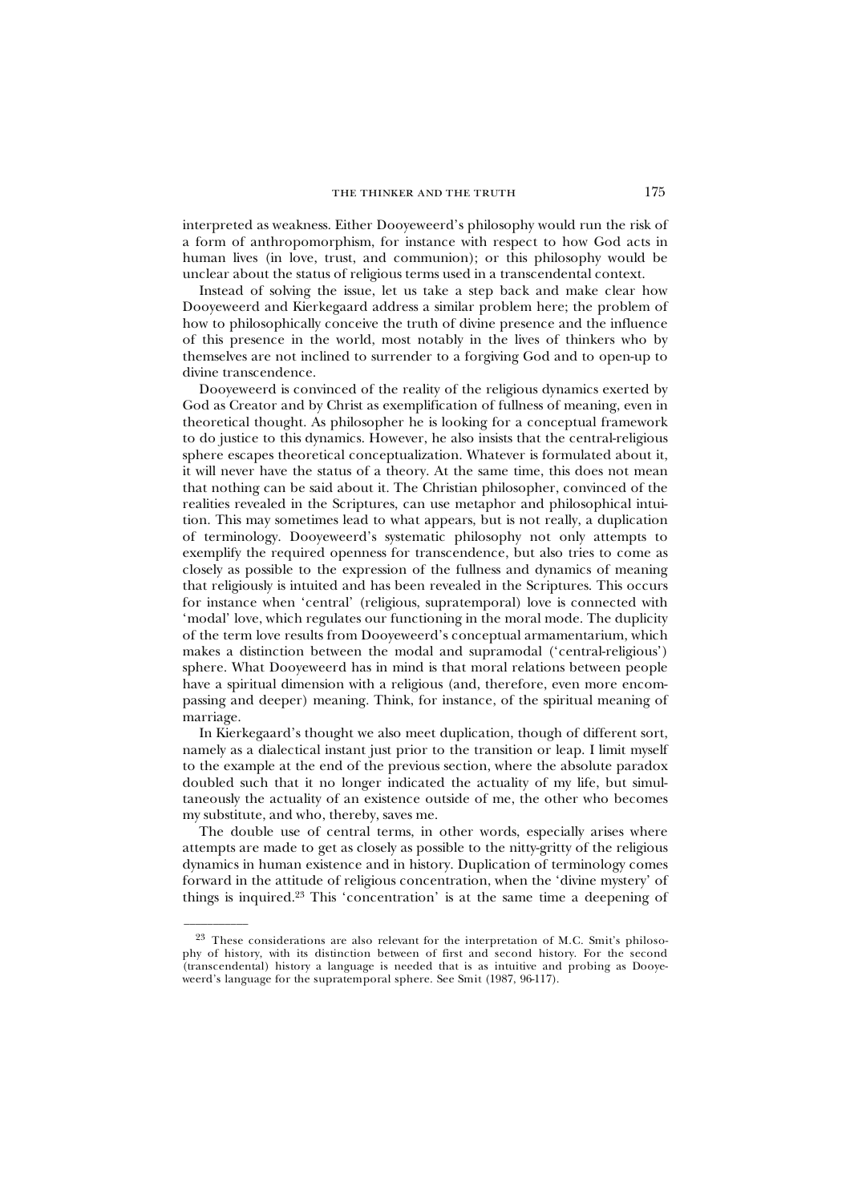interpreted as weakness. Either Dooyeweerd's philosophy would run the risk of a form of anthropomorphism, for instance with respect to how God acts in human lives (in love, trust, and communion); or this philosophy would be unclear about the status of religious terms used in a transcendental context.

Instead of solving the issue, let us take a step back and make clear how Dooyeweerd and Kierkegaard address a similar problem here; the problem of how to philosophically conceive the truth of divine presence and the influence of this presence in the world, most notably in the lives of thinkers who by themselves are not inclined to surrender to a forgiving God and to open-up to divine transcendence.

Dooyeweerd is convinced of the reality of the religious dynamics exerted by God as Creator and by Christ as exemplification of fullness of meaning, even in theoretical thought. As philosopher he is looking for a conceptual framework to do justice to this dynamics. However, he also insists that the central-religious sphere escapes theoretical conceptualization. Whatever is formulated about it, it will never have the status of a theory. At the same time, this does not mean that nothing can be said about it. The Christian philosopher, convinced of the realities revealed in the Scriptures, can use metaphor and philosophical intuition. This may sometimes lead to what appears, but is not really, a duplication of terminology. Dooyeweerd's systematic philosophy not only attempts to exemplify the required openness for transcendence, but also tries to come as closely as possible to the expression of the fullness and dynamics of meaning that religiously is intuited and has been revealed in the Scriptures. This occurs for instance when 'central' (religious, supratemporal) love is connected with 'modal' love, which regulates our functioning in the moral mode. The duplicity of the term love results from Dooyeweerd's conceptual armamentarium, which makes a distinction between the modal and supramodal ('central-religious') sphere. What Dooyeweerd has in mind is that moral relations between people have a spiritual dimension with a religious (and, therefore, even more encompassing and deeper) meaning. Think, for instance, of the spiritual meaning of marriage.

In Kierkegaard's thought we also meet duplication, though of different sort, namely as a dialectical instant just prior to the transition or leap. I limit myself to the example at the end of the previous section, where the absolute paradox doubled such that it no longer indicated the actuality of my life, but simultaneously the actuality of an existence outside of me, the other who becomes my substitute, and who, thereby, saves me.

The double use of central terms, in other words, especially arises where attempts are made to get as closely as possible to the nitty-gritty of the religious dynamics in human existence and in history. Duplication of terminology comes forward in the attitude of religious concentration, when the 'divine mystery' of things is inquired.[23] This 'concentration' is at the same time a deepening of

[23] These considerations are also relevant for the interpretation of M.C. Smit's philosophy of history, with its distinction between of first and second history. For the second (transcendental) history a language is needed that is as intuitive and probing as Dooyeweerd's language for the supratemporal sphere. See Smit (1987, 96-117).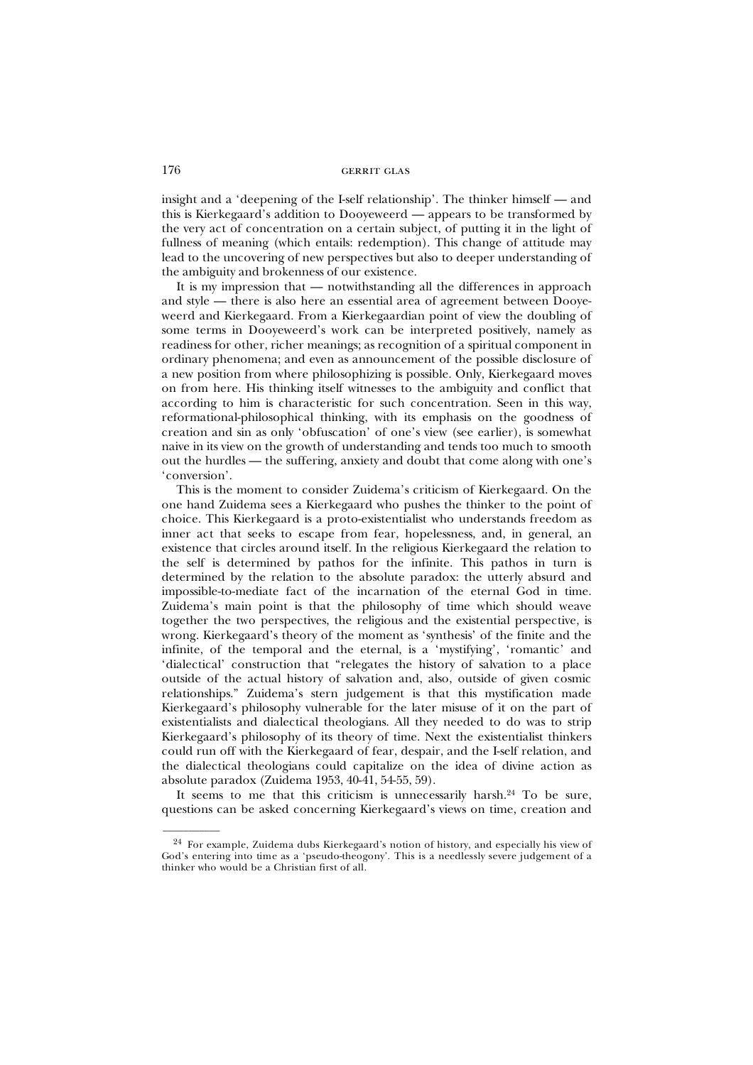insight and a 'deepening of the I-self relationship'. The thinker himself — and this is Kierkegaard's addition to Dooyeweerd — appears to be transformed by the very act of concentration on a certain subject, of putting it in the light of fullness of meaning (which entails: redemption). This change of attitude may lead to the uncovering of new perspectives but also to deeper understanding of the ambiguity and brokenness of our existence.

It is my impression that — notwithstanding all the differences in approach and style — there is also here an essential area of agreement between Dooyeweerd and Kierkegaard. From a Kierkegaardian point of view the doubling of some terms in Dooyeweerd's work can be interpreted positively, namely as readiness for other, richer meanings; as recognition of a spiritual component in ordinary phenomena; and even as announcement of the possible disclosure of a new position from where philosophizing is possible. Only, Kierkegaard moves on from here. His thinking itself witnesses to the ambiguity and conflict that according to him is characteristic for such concentration. Seen in this way, reformational-philosophical thinking, with its emphasis on the goodness of creation and sin as only 'obfuscation' of one's view (see earlier), is somewhat naive in its view on the growth of understanding and tends too much to smooth out the hurdles — the suffering, anxiety and doubt that come along with one's 'conversion'.

This is the moment to consider Zuidema's criticism of Kierkegaard. On the one hand Zuidema sees a Kierkegaard who pushes the thinker to the point of choice. This Kierkegaard is a proto-existentialist who understands freedom as inner act that seeks to escape from fear, hopelessness, and, in general, an existence that circles around itself. In the religious Kierkegaard the relation to the self is determined by pathos for the infinite. This pathos in turn is determined by the relation to the absolute paradox: the utterly absurd and impossible-to-mediate fact of the incarnation of the eternal God in time. Zuidema's main point is that the philosophy of time which should weave together the two perspectives, the religious and the existential perspective, is wrong. Kierkegaard's theory of the moment as 'synthesis' of the finite and the infinite, of the temporal and the eternal, is a 'mystifying', 'romantic' and 'dialectical' construction that "relegates the history of salvation to a place outside of the actual history of salvation and, also, outside of given cosmic relationships." Zuidema's stern judgement is that this mystification made Kierkegaard's philosophy vulnerable for the later misuse of it on the part of existentialists and dialectical theologians. All they needed to do was to strip Kierkegaard's philosophy of its theory of time. Next the existentialist thinkers could run off with the Kierkegaard of fear, despair, and the I-self relation, and the dialectical theologians could capitalize on the idea of divine action as absolute paradox (Zuidema 1953, 40-41, 54-55, 59).

It seems to me that this criticism is unnecessarily harsh.[24] To be sure, questions can be asked concerning Kierkegaard's views on time, creation and

---

[24] For example, Zuidema dubs Kierkegaard's notion of history, and especially his view of God's entering into time as a 'pseudo-theogony'. This is a needlessly severe judgement of a thinker who would be a Christian first of all.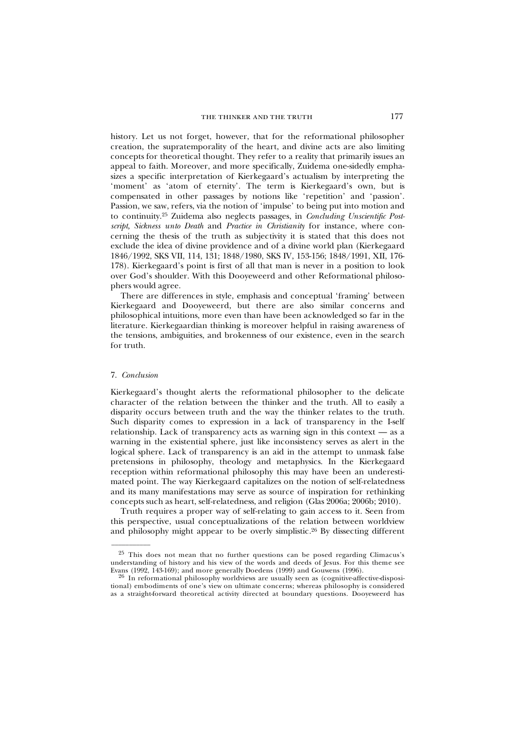history. Let us not forget, however, that for the reformational philosopher creation, the supratemporality of the heart, and divine acts are also limiting concepts for theoretical thought. They refer to a reality that primarily issues an appeal to faith. Moreover, and more specifically, Zuidema one-sidedly emphasizes a specific interpretation of Kierkegaard's actualism by interpreting the 'moment' as 'atom of eternity'. The term is Kierkegaard's own, but is compensated in other passages by notions like 'repetition' and 'passion'. Passion, we saw, refers, via the notion of 'impulse' to being put into motion and to continuity.[25] Zuidema also neglects passages, in *Concluding Unscientific Postscript, Sickness unto Death* and *Practice in Christianity* for instance, where concerning the thesis of the truth as subjectivity it is stated that this does not exclude the idea of divine providence and of a divine world plan (Kierkegaard 1846/1992, SKS VII, 114, 131; 1848/1980, SKS IV, 153-156; 1848/1991, XII, 176-178). Kierkegaard's point is first of all that man is never in a position to look over God's shoulder. With this Dooyeweerd and other Reformational philosophers would agree.

There are differences in style, emphasis and conceptual 'framing' between Kierkegaard and Dooyeweerd, but there are also similar concerns and philosophical intuitions, more even than have been acknowledged so far in the literature. Kierkegaardian thinking is moreover helpful in raising awareness of the tensions, ambiguities, and brokenness of our existence, even in the search for truth.

## 7. *Conclusion*

Kierkegaard's thought alerts the reformational philosopher to the delicate character of the relation between the thinker and the truth. All to easily a disparity occurs between truth and the way the thinker relates to the truth. Such disparity comes to expression in a lack of transparency in the I-self relationship. Lack of transparency acts as warning sign in this context — as a warning in the existential sphere, just like inconsistency serves as alert in the logical sphere. Lack of transparency is an aid in the attempt to unmask false pretensions in philosophy, theology and metaphysics. In the Kierkegaard reception within reformational philosophy this may have been an underestimated point. The way Kierkegaard capitalizes on the notion of self-relatedness and its many manifestations may serve as source of inspiration for rethinking concepts such as heart, self-relatedness, and religion (Glas 2006a; 2006b; 2010).

Truth requires a proper way of self-relating to gain access to it. Seen from this perspective, usual conceptualizations of the relation between worldview and philosophy might appear to be overly simplistic.[26] By dissecting different

---

[25] This does not mean that no further questions can be posed regarding Climacus's understanding of history and his view of the words and deeds of Jesus. For this theme see Evans (1992, 143-169); and more generally Doedens (1999) and Gouwens (1996).

[26] In reformational philosophy worldviews are usually seen as (cognitive-affective-dispositional) embodiments of one's view on ultimate concerns; whereas philosophy is considered as a straight-forward theoretical activity directed at boundary questions. Dooyeweerd has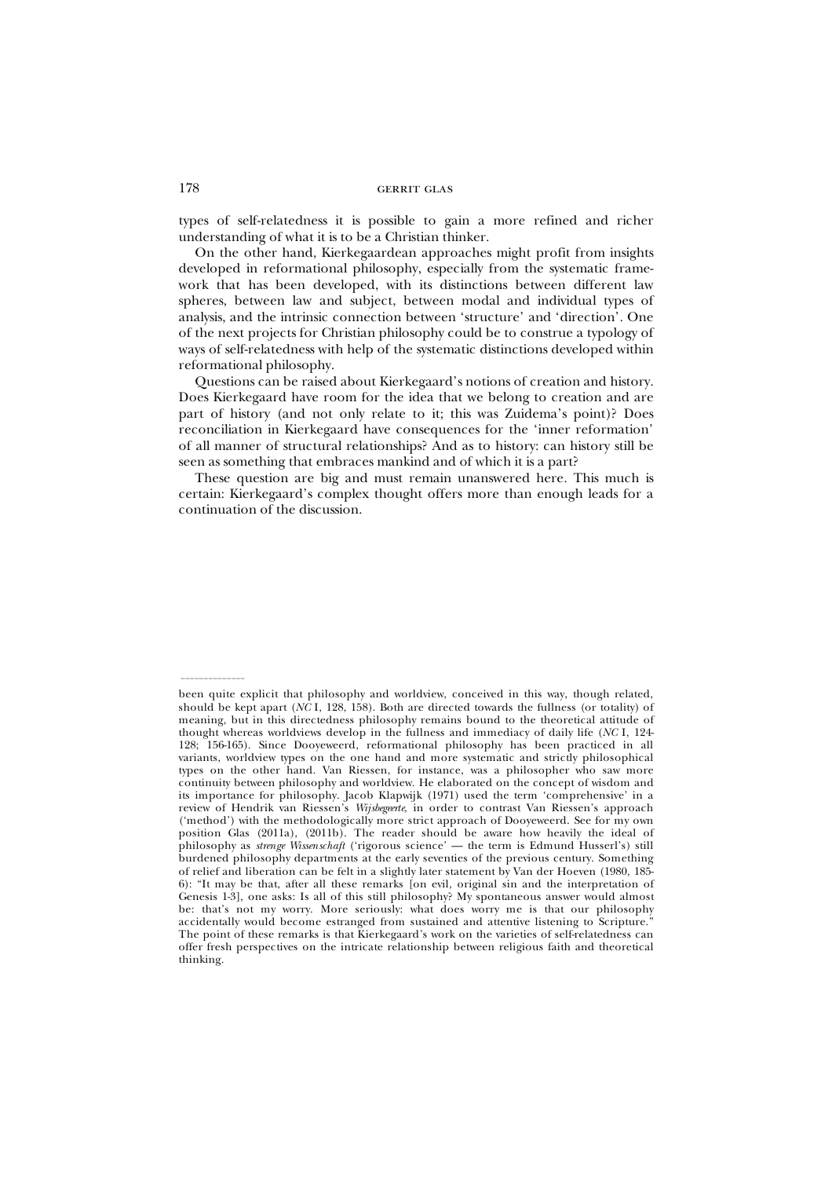types of self-relatedness it is possible to gain a more refined and richer understanding of what it is to be a Christian thinker.

On the other hand, Kierkegaardean approaches might profit from insights developed in reformational philosophy, especially from the systematic framework that has been developed, with its distinctions between different law spheres, between law and subject, between modal and individual types of analysis, and the intrinsic connection between 'structure' and 'direction'. One of the next projects for Christian philosophy could be to construe a typology of ways of self-relatedness with help of the systematic distinctions developed within reformational philosophy.

Questions can be raised about Kierkegaard's notions of creation and history. Does Kierkegaard have room for the idea that we belong to creation and are part of history (and not only relate to it; this was Zuidema's point)? Does reconciliation in Kierkegaard have consequences for the 'inner reformation' of all manner of structural relationships? And as to history: can history still be seen as something that embraces mankind and of which it is a part?

These question are big and must remain unanswered here. This much is certain: Kierkegaard's complex thought offers more than enough leads for a continuation of the discussion.

---

been quite explicit that philosophy and worldview, conceived in this way, though related, should be kept apart (*NC* I, 128, 158). Both are directed towards the fullness (or totality) of meaning, but in this directedness philosophy remains bound to the theoretical attitude of thought whereas worldviews develop in the fullness and immediacy of daily life (*NC* I, 124-128; 156-165). Since Dooyeweerd, reformational philosophy has been practiced in all variants, worldview types on the one hand and more systematic and strictly philosophical types on the other hand. Van Riessen, for instance, was a philosopher who saw more continuity between philosophy and worldview. He elaborated on the concept of wisdom and its importance for philosophy. Jacob Klapwijk (1971) used the term 'comprehensive' in a review of Hendrik van Riessen's *Wijsbegeerte*, in order to contrast Van Riessen's approach ('method') with the methodologically more strict approach of Dooyeweerd. See for my own position Glas (2011a), (2011b). The reader should be aware how heavily the ideal of philosophy as *strenge Wissenschaft* ('rigorous science' — the term is Edmund Husserl's) still burdened philosophy departments at the early seventies of the previous century. Something of relief and liberation can be felt in a slightly later statement by Van der Hoeven (1980, 185-6): "It may be that, after all these remarks [on evil, original sin and the interpretation of Genesis 1-3], one asks: Is all of this still philosophy? My spontaneous answer would almost be: that's not my worry. More seriously: what does worry me is that our philosophy accidentally would become estranged from sustained and attentive listening to Scripture." The point of these remarks is that Kierkegaard's work on the varieties of self-relatedness can offer fresh perspectives on the intricate relationship between religious faith and theoretical thinking.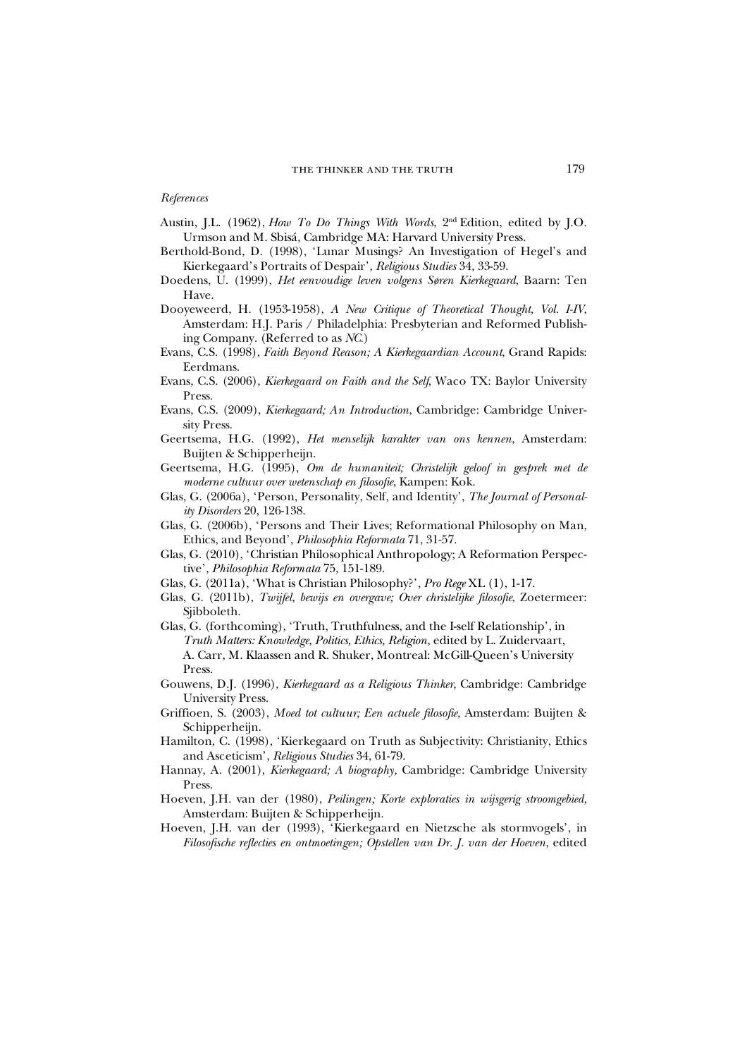*References*

Austin, J.L. (1962), *How To Do Things With Words*, 2nd Edition, edited by J.O. Urmson and M. Sbisá, Cambridge MA: Harvard University Press.

Berthold-Bond, D. (1998), 'Lunar Musings? An Investigation of Hegel's and Kierkegaard's Portraits of Despair', *Religious Studies* 34, 33-59.

Doedens, U. (1999), *Het eenvoudige leven volgens Søren Kierkegaard*, Baarn: Ten Have.

Dooyeweerd, H. (1953-1958), *A New Critique of Theoretical Thought, Vol. I-IV*, Amsterdam: H.J. Paris / Philadelphia: Presbyterian and Reformed Publishing Company. (Referred to as *NC*.)

Evans, C.S. (1998), *Faith Beyond Reason; A Kierkegaardian Account*, Grand Rapids: Eerdmans.

Evans, C.S. (2006), *Kierkegaard on Faith and the Self*, Waco TX: Baylor University Press.

Evans, C.S. (2009), *Kierkegaard; An Introduction*, Cambridge: Cambridge University Press.

Geertsema, H.G. (1992), *Het menselijk karakter van ons kennen*, Amsterdam: Buijten & Schipperheijn.

Geertsema, H.G. (1995), *Om de humaniteit; Christelijk geloof in gesprek met de moderne cultuur over wetenschap en filosofie*, Kampen: Kok.

Glas, G. (2006a), 'Person, Personality, Self, and Identity', *The Journal of Personality Disorders* 20, 126-138.

Glas, G. (2006b), 'Persons and Their Lives; Reformational Philosophy on Man, Ethics, and Beyond', *Philosophia Reformata* 71, 31-57.

Glas, G. (2010), 'Christian Philosophical Anthropology; A Reformation Perspective', *Philosophia Reformata* 75, 151-189.

Glas, G. (2011a), 'What is Christian Philosophy?', *Pro Rege* XL (1), 1-17.

Glas, G. (2011b), *Twijfel, bewijs en overgave; Over christelijke filosofie*, Zoetermeer: Sjibboleth.

Glas, G. (forthcoming), 'Truth, Truthfulness, and the I-self Relationship', in *Truth Matters: Knowledge, Politics, Ethics, Religion*, edited by L. Zuidervaart, A. Carr, M. Klaassen and R. Shuker, Montreal: McGill-Queen's University Press.

Gouwens, D.J. (1996), *Kierkegaard as a Religious Thinker*, Cambridge: Cambridge University Press.

Griffioen, S. (2003), *Moed tot cultuur; Een actuele filosofie*, Amsterdam: Buijten & Schipperheijn.

Hamilton, C. (1998), 'Kierkegaard on Truth as Subjectivity: Christianity, Ethics and Asceticism', *Religious Studies* 34, 61-79.

Hannay, A. (2001), *Kierkegaard; A biography*, Cambridge: Cambridge University Press.

Hoeven, J.H. van der (1980), *Peilingen; Korte exploraties in wijsgerig stroomgebied*, Amsterdam: Buijten & Schipperheijn.

Hoeven, J.H. van der (1993), 'Kierkegaard en Nietzsche als stormvogels', in *Filosofische reflecties en ontmoetingen; Opstellen van Dr. J. van der Hoeven*, edited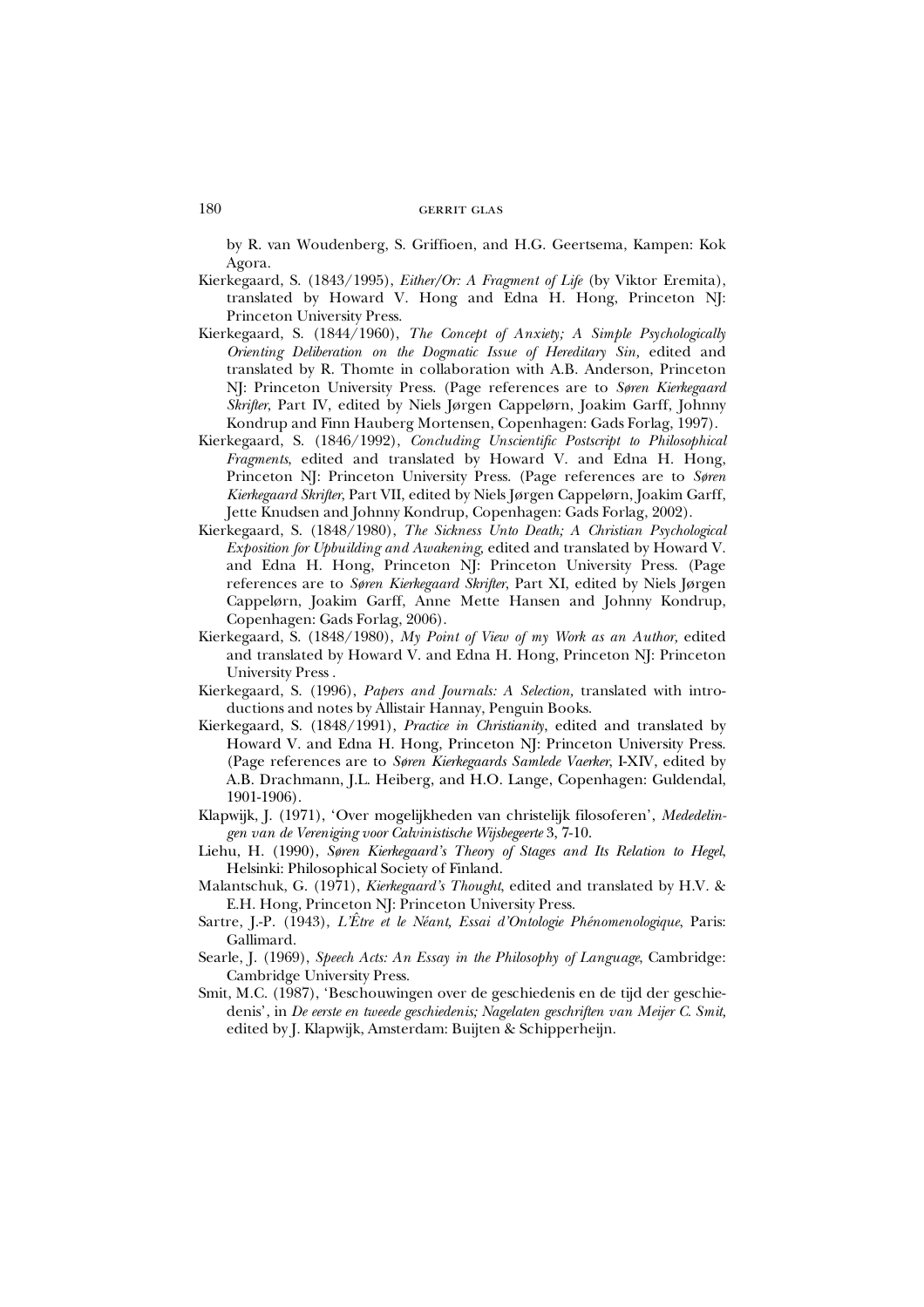by R. van Woudenberg, S. Griffioen, and H.G. Geertsema, Kampen: Kok Agora.

Kierkegaard, S. (1843/1995), *Either/Or: A Fragment of Life* (by Viktor Eremita), translated by Howard V. Hong and Edna H. Hong, Princeton NJ: Princeton University Press.

Kierkegaard, S. (1844/1960), *The Concept of Anxiety; A Simple Psychologically Orienting Deliberation on the Dogmatic Issue of Hereditary Sin,* edited and translated by R. Thomte in collaboration with A.B. Anderson, Princeton NJ: Princeton University Press. (Page references are to *Søren Kierkegaard Skrifter*, Part IV, edited by Niels Jørgen Cappelørn, Joakim Garff, Johnny Kondrup and Finn Hauberg Mortensen, Copenhagen: Gads Forlag, 1997).

Kierkegaard, S. (1846/1992), *Concluding Unscientific Postscript to Philosophical Fragments*, edited and translated by Howard V. and Edna H. Hong, Princeton NJ: Princeton University Press. (Page references are to *Søren Kierkegaard Skrifter*, Part VII, edited by Niels Jørgen Cappelørn, Joakim Garff, Jette Knudsen and Johnny Kondrup, Copenhagen: Gads Forlag, 2002).

Kierkegaard, S. (1848/1980), *The Sickness Unto Death; A Christian Psychological Exposition for Upbuilding and Awakening,* edited and translated by Howard V. and Edna H. Hong, Princeton NJ: Princeton University Press. (Page references are to *Søren Kierkegaard Skrifter*, Part XI, edited by Niels Jørgen Cappelørn, Joakim Garff, Anne Mette Hansen and Johnny Kondrup, Copenhagen: Gads Forlag, 2006).

Kierkegaard, S. (1848/1980), *My Point of View of my Work as an Author,* edited and translated by Howard V. and Edna H. Hong, Princeton NJ: Princeton University Press .

Kierkegaard, S. (1996), *Papers and Journals: A Selection,* translated with introductions and notes by Allistair Hannay, Penguin Books.

Kierkegaard, S. (1848/1991), *Practice in Christianity*, edited and translated by Howard V. and Edna H. Hong, Princeton NJ: Princeton University Press. (Page references are to *Søren Kierkegaards Samlede Vaerker*, I-XIV, edited by A.B. Drachmann, J.L. Heiberg, and H.O. Lange, Copenhagen: Gulddendal, 1901-1906).

Klapwijk, J. (1971), 'Over mogelijkheden van christelijk filosoferen', *Mededelingen van de Vereniging voor Calvinistische Wijsbegeerte* 3, 7-10.

Liehu, H. (1990), *Søren Kierkegaard's Theory of Stages and Its Relation to Hegel*, Helsinki: Philosophical Society of Finland.

Malantschuk, G. (1971), *Kierkegaard's Thought*, edited and translated by H.V. & E.H. Hong, Princeton NJ: Princeton University Press.

Sartre, J.-P. (1943), *L'Être et le Néant, Essai d'Ontologie Phénomenologique*, Paris: Gallimard.

Searle, J. (1969), *Speech Acts: An Essay in the Philosophy of Language*, Cambridge: Cambridge University Press.

Smit, M.C. (1987), 'Beschouwingen over de geschiedenis en de tijd der geschiedenis', in *De eerste en tweede geschiedenis; Nagelaten geschriften van Meijer C. Smit,* edited by J. Klapwijk, Amsterdam: Buijten & Schipperheijn.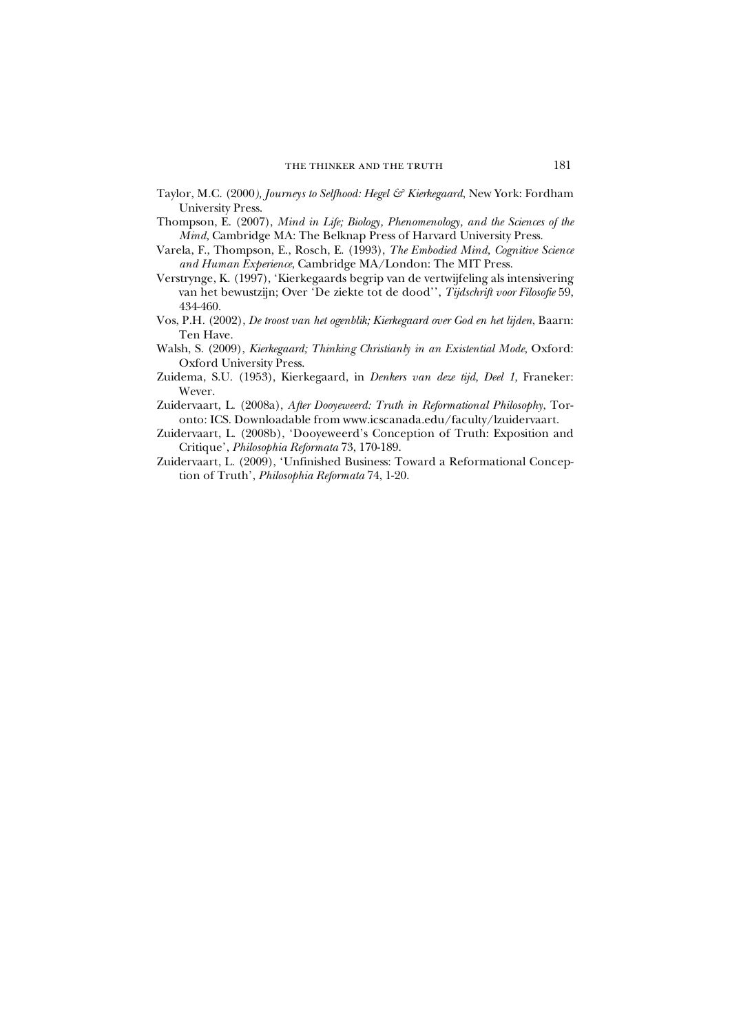Taylor, M.C. (2000*), Journeys to Selfhood: Hegel & Kierkegaard*, New York: Fordham University Press.

Thompson, E. (2007), *Mind in Life; Biology, Phenomenology, and the Sciences of the Mind,* Cambridge MA: The Belknap Press of Harvard University Press.

Varela, F., Thompson, E., Rosch, E. (1993), *The Embodied Mind, Cognitive Science and Human Experience*, Cambridge MA/London: The MIT Press.

Verstrynge, K. (1997), 'Kierkegaards begrip van de vertwijfeling als intensivering van het bewustzijn; Over 'De ziekte tot de dood'', *Tijdschrift voor Filosofie* 59, 434-460.

Vos, P.H. (2002), *De troost van het ogenblik; Kierkegaard over God en het lijden*, Baarn: Ten Have.

Walsh, S. (2009), *Kierkegaard; Thinking Christianly in an Existential Mode,* Oxford: Oxford University Press.

Zuidema, S.U. (1953), Kierkegaard, in *Denkers van deze tijd, Deel 1,* Franeker: Wever.

Zuidervaart, L. (2008a), *After Dooyeweerd: Truth in Reformational Philosophy*, Toronto: ICS. Downloadable from www.icscanada.edu/faculty/lzuidervaart.

Zuidervaart, L. (2008b), 'Dooyeweerd's Conception of Truth: Exposition and Critique', *Philosophia Reformata* 73, 170-189.

Zuidervaart, L. (2009), 'Unfinished Business: Toward a Reformational Conception of Truth', *Philosophia Reformata* 74, 1-20.